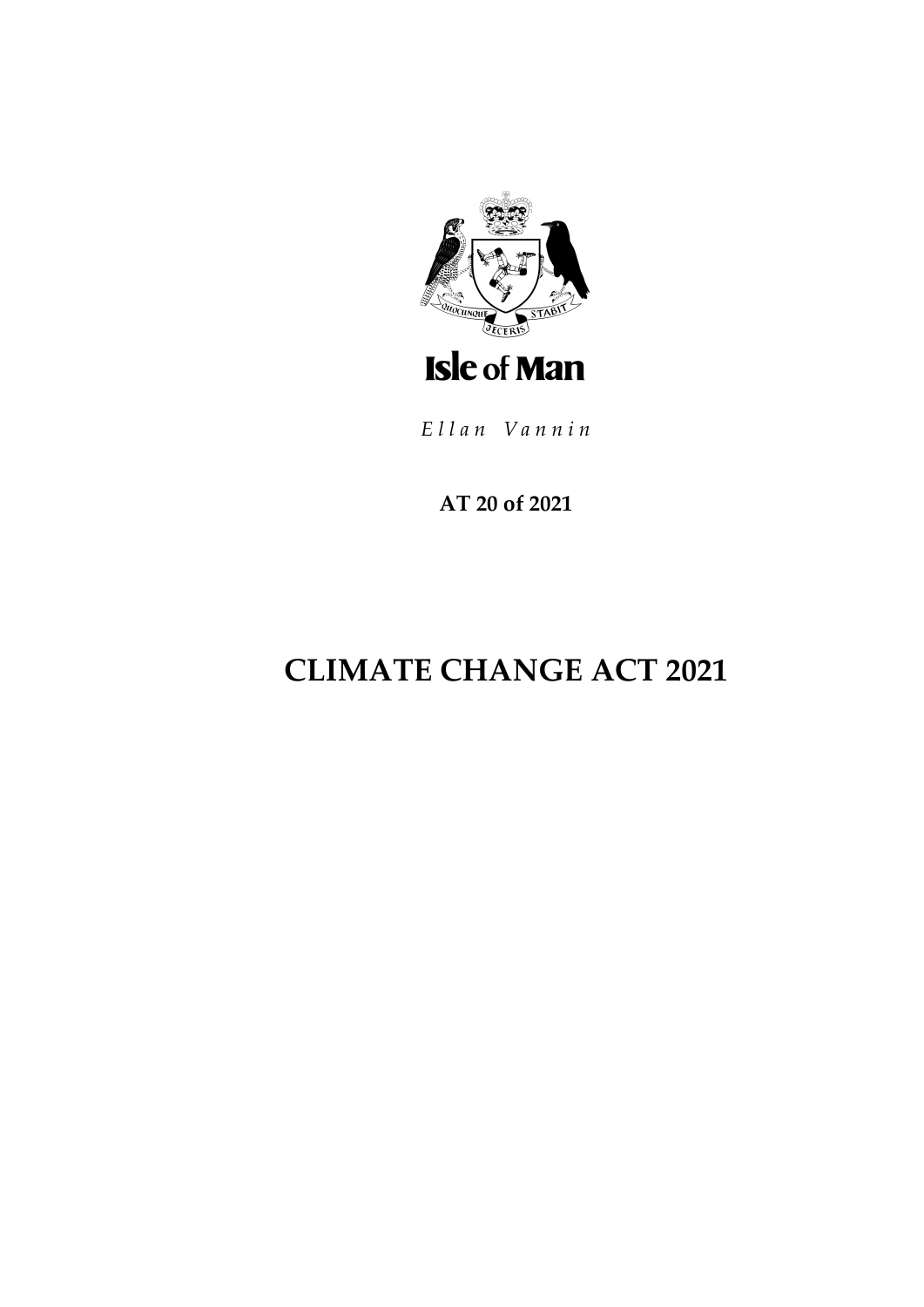Isle of Man

*Ellan Vannin*

**AT 20 of 2021**

# CLIMATE CHANGE ACT 2021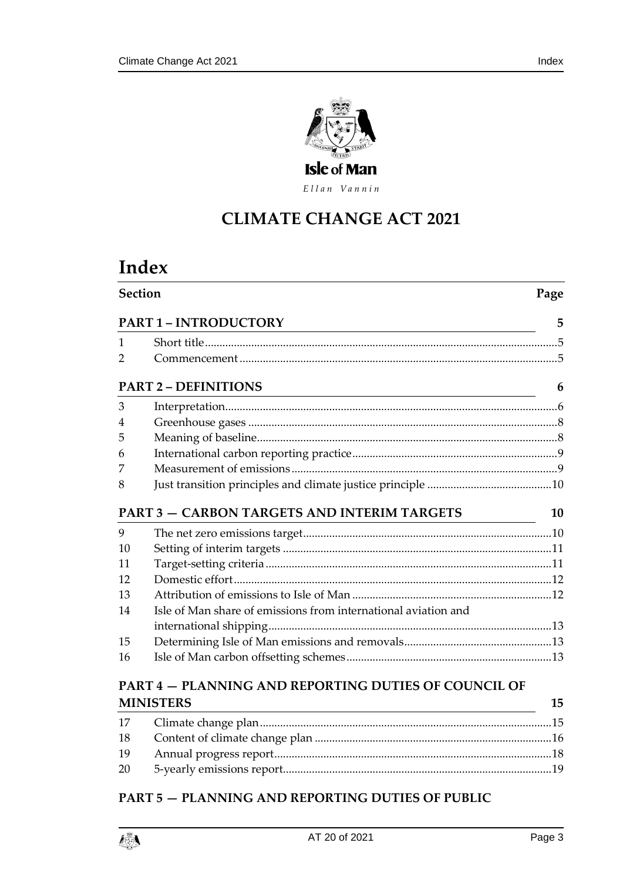Isle of Man

*Ellan Vannin*

# CLIMATE CHANGE ACT 2021

# Index

| Section | | Page |
|---|---|---|
| **PART 1 – INTRODUCTORY** | | **5** |
| 1 | Short title | 5 |
| 2 | Commencement | 5 |
| **PART 2 – DEFINITIONS** | | **6** |
| 3 | Interpretation | 6 |
| 4 | Greenhouse gases | 8 |
| 5 | Meaning of baseline | 8 |
| 6 | International carbon reporting practice | 9 |
| 7 | Measurement of emissions | 9 |
| 8 | Just transition principles and climate justice principle | 10 |
| **PART 3 — CARBON TARGETS AND INTERIM TARGETS** | | **10** |
| 9 | The net zero emissions target | 10 |
| 10 | Setting of interim targets | 11 |
| 11 | Target-setting criteria | 11 |
| 12 | Domestic effort | 12 |
| 13 | Attribution of emissions to Isle of Man | 12 |
| 14 | Isle of Man share of emissions from international aviation and international shipping | 13 |
| 15 | Determining Isle of Man emissions and removals | 13 |
| 16 | Isle of Man carbon offsetting schemes | 13 |
| **PART 4 — PLANNING AND REPORTING DUTIES OF COUNCIL OF MINISTERS** | | **15** |
| 17 | Climate change plan | 15 |
| 18 | Content of climate change plan | 16 |
| 19 | Annual progress report | 18 |
| 20 | 5-yearly emissions report | 19 |
| **PART 5 — PLANNING AND REPORTING DUTIES OF PUBLIC** | | |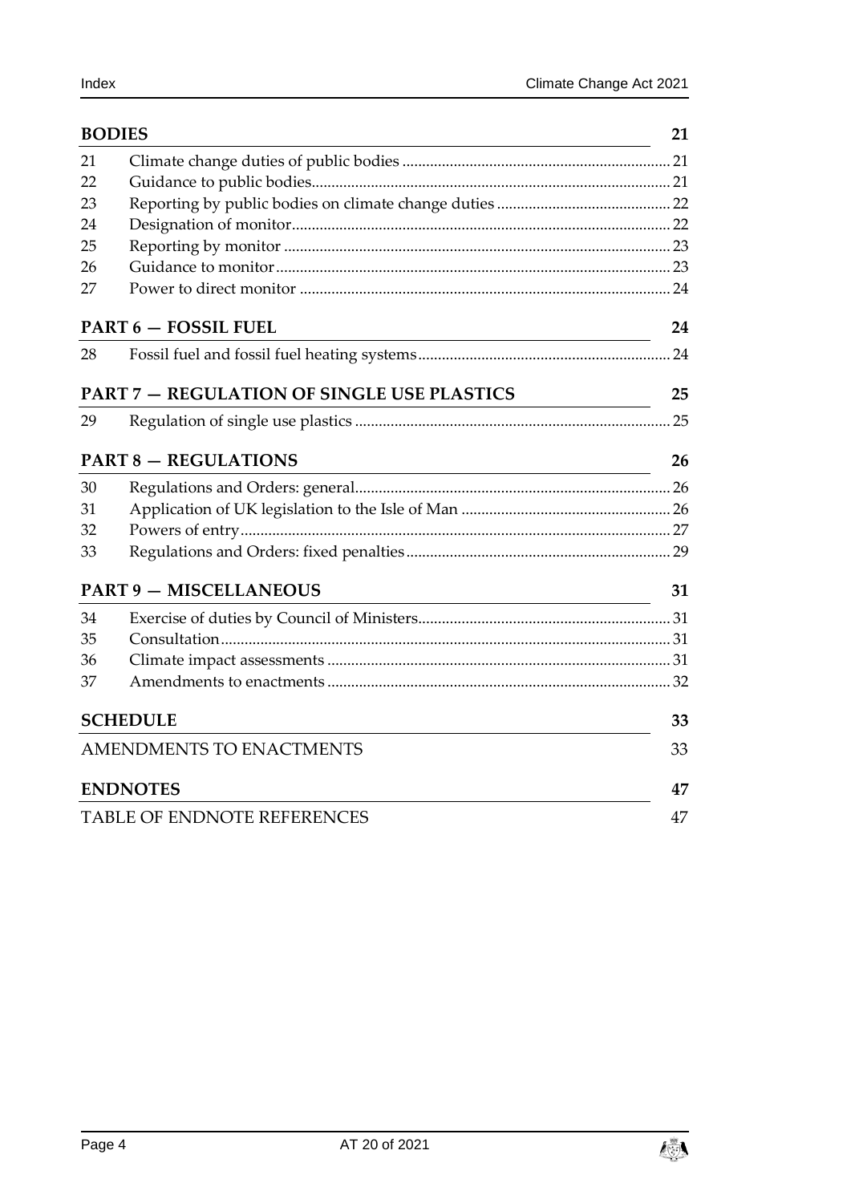**BODIES** 21

| | | |
|---|---|---|
| 21 | Climate change duties of public bodies | 21 |
| 22 | Guidance to public bodies | 21 |
| 23 | Reporting by public bodies on climate change duties | 22 |
| 24 | Designation of monitor | 22 |
| 25 | Reporting by monitor | 23 |
| 26 | Guidance to monitor | 23 |
| 27 | Power to direct monitor | 24 |

**PART 6 — FOSSIL FUEL** 24

| | | |
|---|---|---|
| 28 | Fossil fuel and fossil fuel heating systems | 24 |

**PART 7 — REGULATION OF SINGLE USE PLASTICS** 25

| | | |
|---|---|---|
| 29 | Regulation of single use plastics | 25 |

**PART 8 — REGULATIONS** 26

| | | |
|---|---|---|
| 30 | Regulations and Orders: general | 26 |
| 31 | Application of UK legislation to the Isle of Man | 26 |
| 32 | Powers of entry | 27 |
| 33 | Regulations and Orders: fixed penalties | 29 |

**PART 9 — MISCELLANEOUS** 31

| | | |
|---|---|---|
| 34 | Exercise of duties by Council of Ministers | 31 |
| 35 | Consultation | 31 |
| 36 | Climate impact assessments | 31 |
| 37 | Amendments to enactments | 32 |

**SCHEDULE** 33

AMENDMENTS TO ENACTMENTS 33

**ENDNOTES** 47

TABLE OF ENDNOTE REFERENCES 47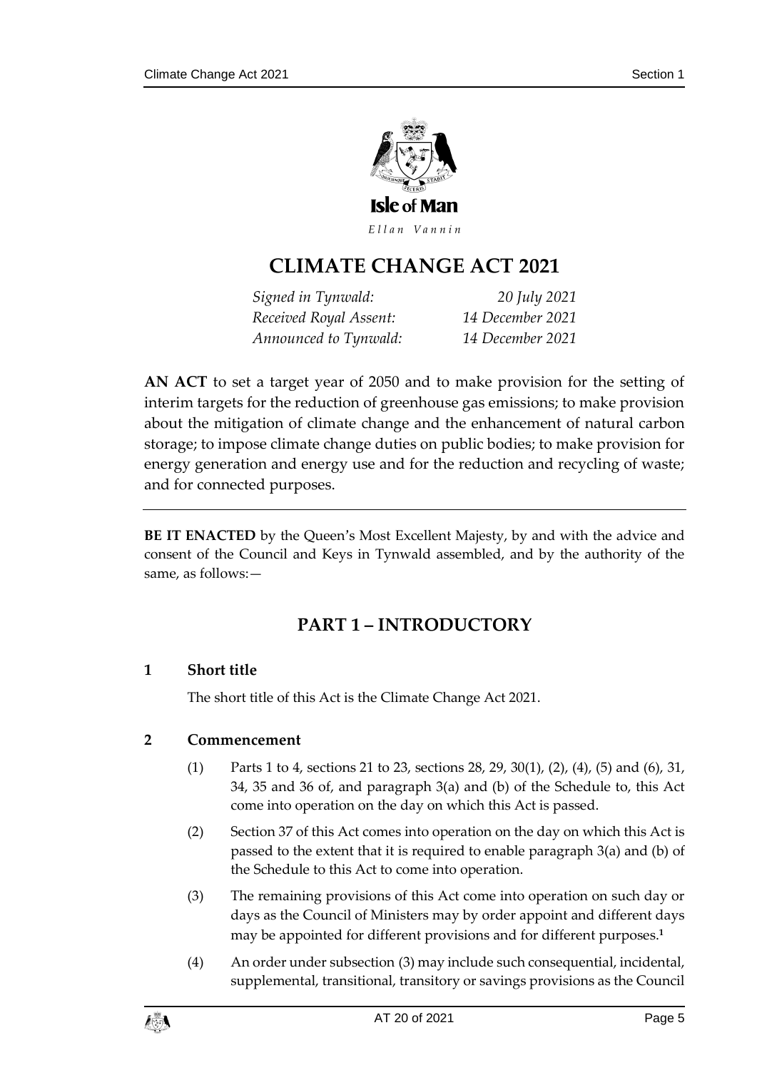Isle of Man

*Ellan Vannin*

# CLIMATE CHANGE ACT 2021

| | |
|---|---|
| *Signed in Tynwald:* | *20 July 2021* |
| *Received Royal Assent:* | *14 December 2021* |
| *Announced to Tynwald:* | *14 December 2021* |

**AN ACT** to set a target year of 2050 and to make provision for the setting of interim targets for the reduction of greenhouse gas emissions; to make provision about the mitigation of climate change and the enhancement of natural carbon storage; to impose climate change duties on public bodies; to make provision for energy generation and energy use and for the reduction and recycling of waste; and for connected purposes.

---

**BE IT ENACTED** by the Queen's Most Excellent Majesty, by and with the advice and consent of the Council and Keys in Tynwald assembled, and by the authority of the same, as follows:—

## PART 1 – INTRODUCTORY

### 1 Short title

The short title of this Act is the Climate Change Act 2021.

### 2 Commencement

(1) Parts 1 to 4, sections 21 to 23, sections 28, 29, 30(1), (2), (4), (5) and (6), 31, 34, 35 and 36 of, and paragraph 3(a) and (b) of the Schedule to, this Act come into operation on the day on which this Act is passed.

(2) Section 37 of this Act comes into operation on the day on which this Act is passed to the extent that it is required to enable paragraph 3(a) and (b) of the Schedule to this Act to come into operation.

(3) The remaining provisions of this Act come into operation on such day or days as the Council of Ministers may by order appoint and different days may be appointed for different provisions and for different purposes.[1]

(4) An order under subsection (3) may include such consequential, incidental, supplemental, transitional, transitory or savings provisions as the Council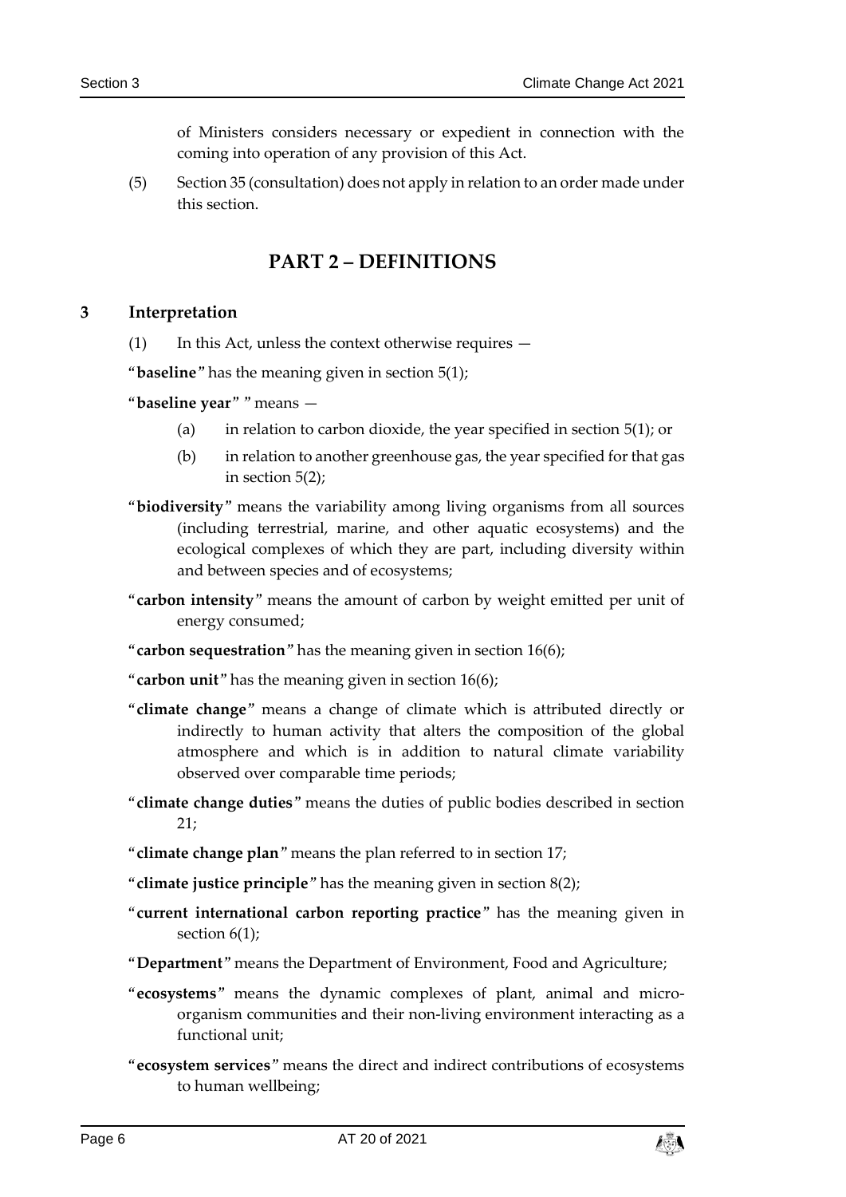of Ministers considers necessary or expedient in connection with the coming into operation of any provision of this Act.

(5) Section 35 (consultation) does not apply in relation to an order made under this section.

## PART 2 – DEFINITIONS

### 3 Interpretation

(1) In this Act, unless the context otherwise requires —

"**baseline**" has the meaning given in section 5(1);

"**baseline year**" " means —

(a) in relation to carbon dioxide, the year specified in section 5(1); or

(b) in relation to another greenhouse gas, the year specified for that gas in section 5(2);

"**biodiversity**" means the variability among living organisms from all sources (including terrestrial, marine, and other aquatic ecosystems) and the ecological complexes of which they are part, including diversity within and between species and of ecosystems;

"**carbon intensity**" means the amount of carbon by weight emitted per unit of energy consumed;

"**carbon sequestration**" has the meaning given in section 16(6);

"**carbon unit**" has the meaning given in section 16(6);

"**climate change**" means a change of climate which is attributed directly or indirectly to human activity that alters the composition of the global atmosphere and which is in addition to natural climate variability observed over comparable time periods;

"**climate change duties**" means the duties of public bodies described in section 21;

"**climate change plan**" means the plan referred to in section 17;

"**climate justice principle**" has the meaning given in section 8(2);

"**current international carbon reporting practice**" has the meaning given in section 6(1);

"**Department**" means the Department of Environment, Food and Agriculture;

"**ecosystems**" means the dynamic complexes of plant, animal and micro-organism communities and their non-living environment interacting as a functional unit;

"**ecosystem services**" means the direct and indirect contributions of ecosystems to human wellbeing;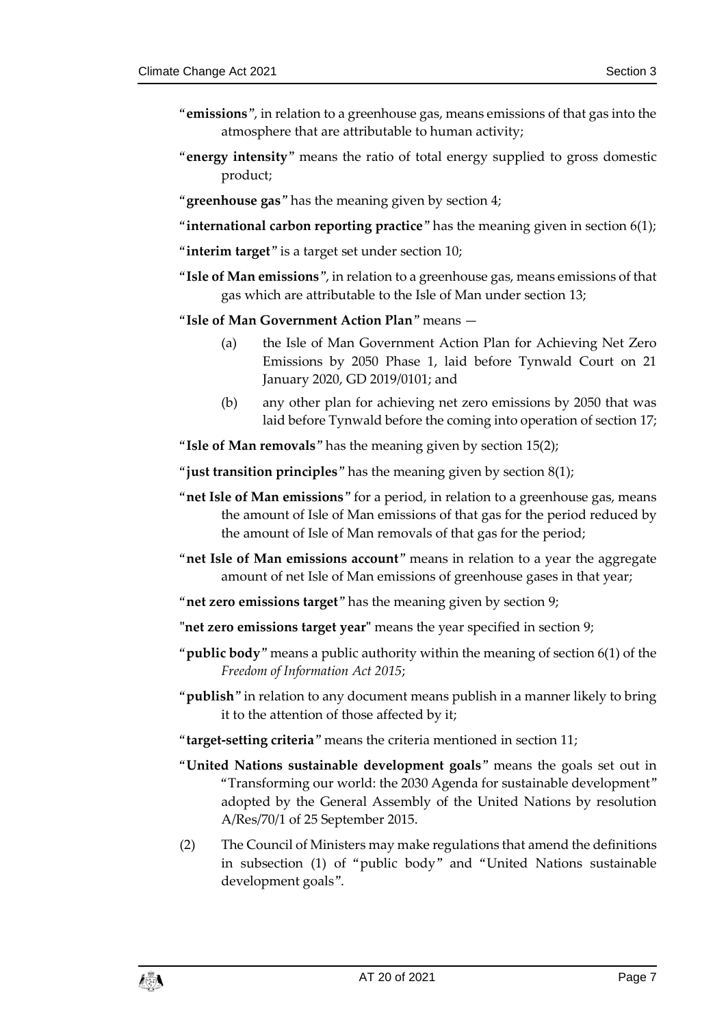"**emissions**", in relation to a greenhouse gas, means emissions of that gas into the atmosphere that are attributable to human activity;

"**energy intensity**" means the ratio of total energy supplied to gross domestic product;

"**greenhouse gas**" has the meaning given by section 4;

"**international carbon reporting practice**" has the meaning given in section 6(1);

"**interim target**" is a target set under section 10;

"**Isle of Man emissions**", in relation to a greenhouse gas, means emissions of that gas which are attributable to the Isle of Man under section 13;

"**Isle of Man Government Action Plan**" means —

(a) the Isle of Man Government Action Plan for Achieving Net Zero Emissions by 2050 Phase 1, laid before Tynwald Court on 21 January 2020, GD 2019/0101; and

(b) any other plan for achieving net zero emissions by 2050 that was laid before Tynwald before the coming into operation of section 17;

"**Isle of Man removals**" has the meaning given by section 15(2);

"**just transition principles**" has the meaning given by section 8(1);

"**net Isle of Man emissions**" for a period, in relation to a greenhouse gas, means the amount of Isle of Man emissions of that gas for the period reduced by the amount of Isle of Man removals of that gas for the period;

"**net Isle of Man emissions account**" means in relation to a year the aggregate amount of net Isle of Man emissions of greenhouse gases in that year;

"**net zero emissions target**" has the meaning given by section 9;

"**net zero emissions target year**" means the year specified in section 9;

"**public body**" means a public authority within the meaning of section 6(1) of the *Freedom of Information Act 2015*;

"**publish**" in relation to any document means publish in a manner likely to bring it to the attention of those affected by it;

"**target-setting criteria**" means the criteria mentioned in section 11;

"**United Nations sustainable development goals**" means the goals set out in "Transforming our world: the 2030 Agenda for sustainable development" adopted by the General Assembly of the United Nations by resolution A/Res/70/1 of 25 September 2015.

(2) The Council of Ministers may make regulations that amend the definitions in subsection (1) of "public body" and "United Nations sustainable development goals".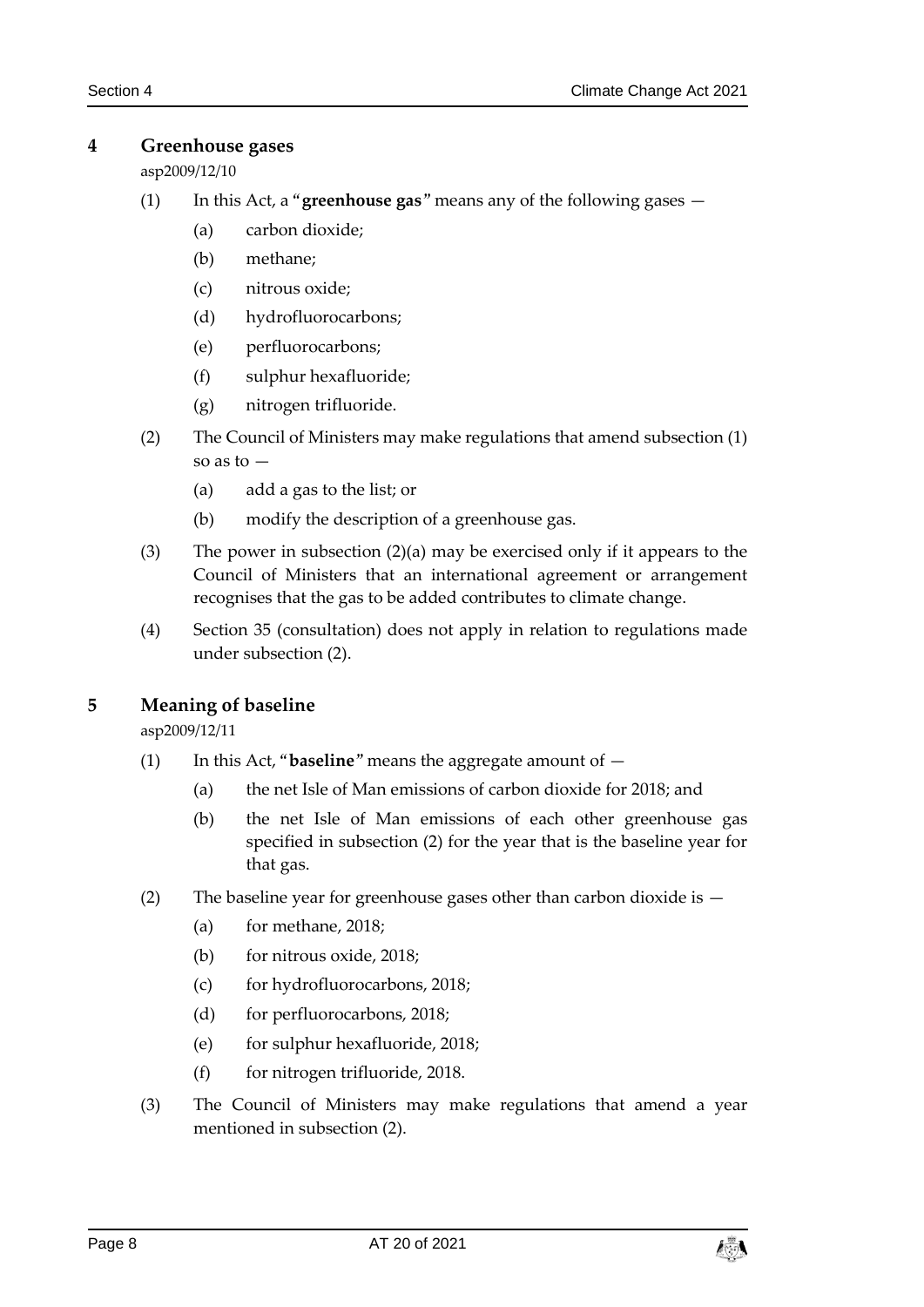## 4 Greenhouse gases

asp2009/12/10

(1) In this Act, a "**greenhouse gas**" means any of the following gases —

(a) carbon dioxide;

(b) methane;

(c) nitrous oxide;

(d) hydrofluorocarbons;

(e) perfluorocarbons;

(f) sulphur hexafluoride;

(g) nitrogen trifluoride.

(2) The Council of Ministers may make regulations that amend subsection (1) so as to —

(a) add a gas to the list; or

(b) modify the description of a greenhouse gas.

(3) The power in subsection (2)(a) may be exercised only if it appears to the Council of Ministers that an international agreement or arrangement recognises that the gas to be added contributes to climate change.

(4) Section 35 (consultation) does not apply in relation to regulations made under subsection (2).

## 5 Meaning of baseline

asp2009/12/11

(1) In this Act, "**baseline**" means the aggregate amount of —

(a) the net Isle of Man emissions of carbon dioxide for 2018; and

(b) the net Isle of Man emissions of each other greenhouse gas specified in subsection (2) for the year that is the baseline year for that gas.

(2) The baseline year for greenhouse gases other than carbon dioxide is —

(a) for methane, 2018;

(b) for nitrous oxide, 2018;

(c) for hydrofluorocarbons, 2018;

(d) for perfluorocarbons, 2018;

(e) for sulphur hexafluoride, 2018;

(f) for nitrogen trifluoride, 2018.

(3) The Council of Ministers may make regulations that amend a year mentioned in subsection (2).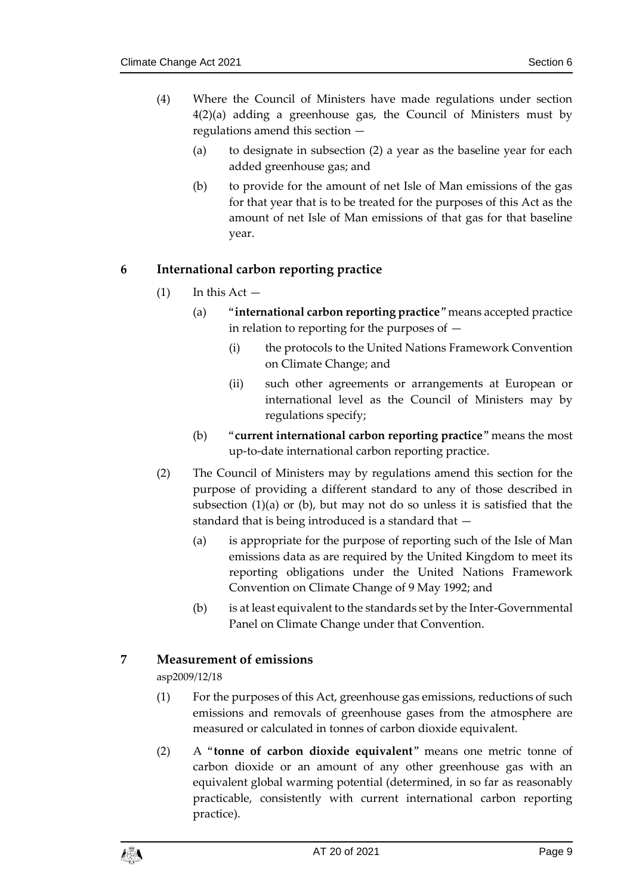(4) Where the Council of Ministers have made regulations under section 4(2)(a) adding a greenhouse gas, the Council of Ministers must by regulations amend this section —

(a) to designate in subsection (2) a year as the baseline year for each added greenhouse gas; and

(b) to provide for the amount of net Isle of Man emissions of the gas for that year that is to be treated for the purposes of this Act as the amount of net Isle of Man emissions of that gas for that baseline year.

## 6 International carbon reporting practice

(1) In this Act —

(a) "**international carbon reporting practice**" means accepted practice in relation to reporting for the purposes of —

(i) the protocols to the United Nations Framework Convention on Climate Change; and

(ii) such other agreements or arrangements at European or international level as the Council of Ministers may by regulations specify;

(b) "**current international carbon reporting practice**" means the most up-to-date international carbon reporting practice.

(2) The Council of Ministers may by regulations amend this section for the purpose of providing a different standard to any of those described in subsection (1)(a) or (b), but may not do so unless it is satisfied that the standard that is being introduced is a standard that —

(a) is appropriate for the purpose of reporting such of the Isle of Man emissions data as are required by the United Kingdom to meet its reporting obligations under the United Nations Framework Convention on Climate Change of 9 May 1992; and

(b) is at least equivalent to the standards set by the Inter-Governmental Panel on Climate Change under that Convention.

## 7 Measurement of emissions

asp2009/12/18

(1) For the purposes of this Act, greenhouse gas emissions, reductions of such emissions and removals of greenhouse gases from the atmosphere are measured or calculated in tonnes of carbon dioxide equivalent.

(2) A "**tonne of carbon dioxide equivalent**" means one metric tonne of carbon dioxide or an amount of any other greenhouse gas with an equivalent global warming potential (determined, in so far as reasonably practicable, consistently with current international carbon reporting practice).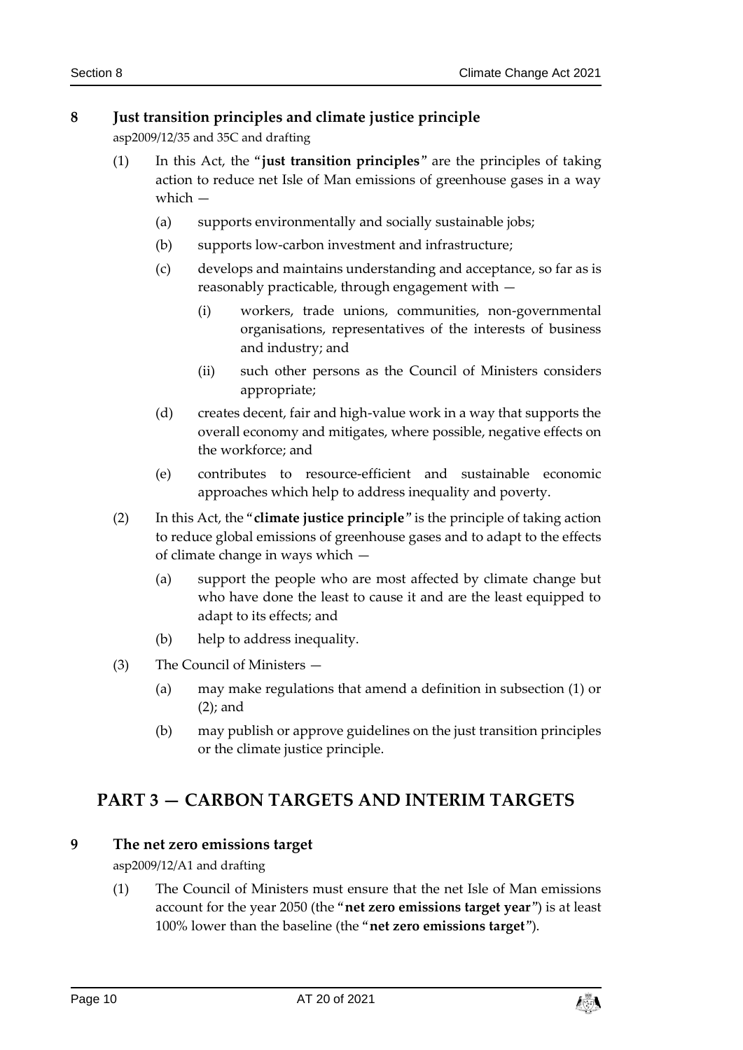### 8 Just transition principles and climate justice principle

asp2009/12/35 and 35C and drafting

(1) In this Act, the "**just transition principles**" are the principles of taking action to reduce net Isle of Man emissions of greenhouse gases in a way which —

(a) supports environmentally and socially sustainable jobs;

(b) supports low-carbon investment and infrastructure;

(c) develops and maintains understanding and acceptance, so far as is reasonably practicable, through engagement with —

(i) workers, trade unions, communities, non-governmental organisations, representatives of the interests of business and industry; and

(ii) such other persons as the Council of Ministers considers appropriate;

(d) creates decent, fair and high-value work in a way that supports the overall economy and mitigates, where possible, negative effects on the workforce; and

(e) contributes to resource-efficient and sustainable economic approaches which help to address inequality and poverty.

(2) In this Act, the "**climate justice principle**" is the principle of taking action to reduce global emissions of greenhouse gases and to adapt to the effects of climate change in ways which —

(a) support the people who are most affected by climate change but who have done the least to cause it and are the least equipped to adapt to its effects; and

(b) help to address inequality.

(3) The Council of Ministers —

(a) may make regulations that amend a definition in subsection (1) or (2); and

(b) may publish or approve guidelines on the just transition principles or the climate justice principle.

## PART 3 — CARBON TARGETS AND INTERIM TARGETS

### 9 The net zero emissions target

asp2009/12/A1 and drafting

(1) The Council of Ministers must ensure that the net Isle of Man emissions account for the year 2050 (the "**net zero emissions target year**") is at least 100% lower than the baseline (the "**net zero emissions target**").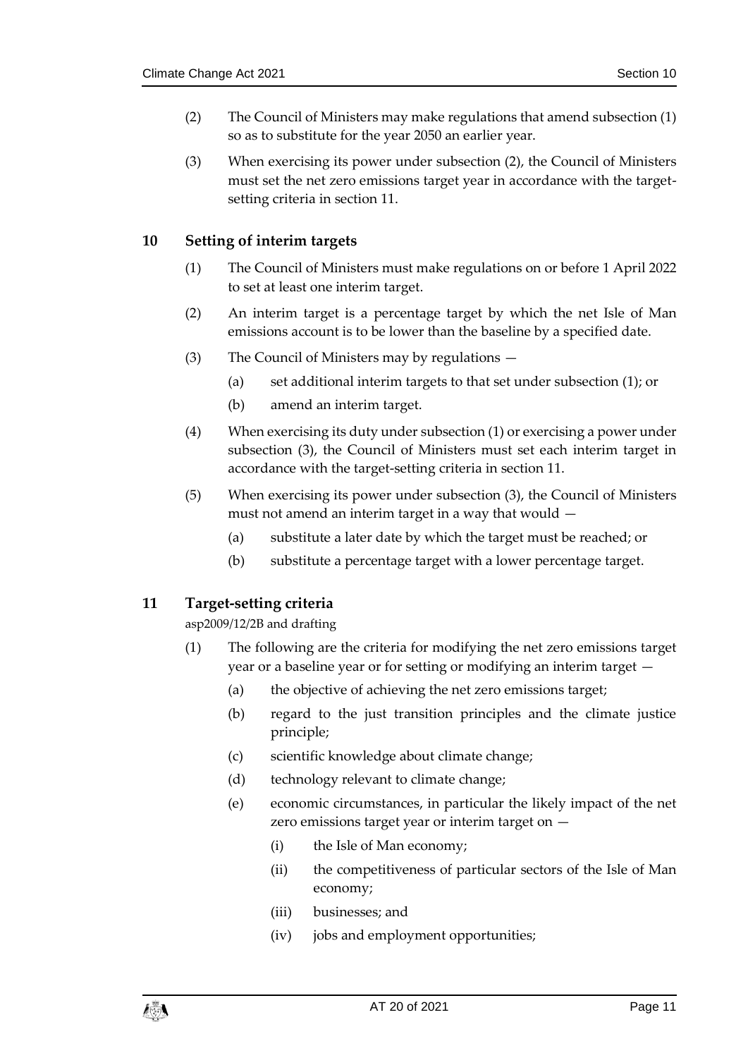(2) The Council of Ministers may make regulations that amend subsection (1) so as to substitute for the year 2050 an earlier year.

(3) When exercising its power under subsection (2), the Council of Ministers must set the net zero emissions target year in accordance with the target-setting criteria in section 11.

## 10 Setting of interim targets

(1) The Council of Ministers must make regulations on or before 1 April 2022 to set at least one interim target.

(2) An interim target is a percentage target by which the net Isle of Man emissions account is to be lower than the baseline by a specified date.

(3) The Council of Ministers may by regulations —

- (a) set additional interim targets to that set under subsection (1); or
- (b) amend an interim target.

(4) When exercising its duty under subsection (1) or exercising a power under subsection (3), the Council of Ministers must set each interim target in accordance with the target-setting criteria in section 11.

(5) When exercising its power under subsection (3), the Council of Ministers must not amend an interim target in a way that would —

- (a) substitute a later date by which the target must be reached; or
- (b) substitute a percentage target with a lower percentage target.

## 11 Target-setting criteria

asp2009/12/2B and drafting

(1) The following are the criteria for modifying the net zero emissions target year or a baseline year or for setting or modifying an interim target —

- (a) the objective of achieving the net zero emissions target;
- (b) regard to the just transition principles and the climate justice principle;
- (c) scientific knowledge about climate change;
- (d) technology relevant to climate change;
- (e) economic circumstances, in particular the likely impact of the net zero emissions target year or interim target on —
  - (i) the Isle of Man economy;
  - (ii) the competitiveness of particular sectors of the Isle of Man economy;
  - (iii) businesses; and
  - (iv) jobs and employment opportunities;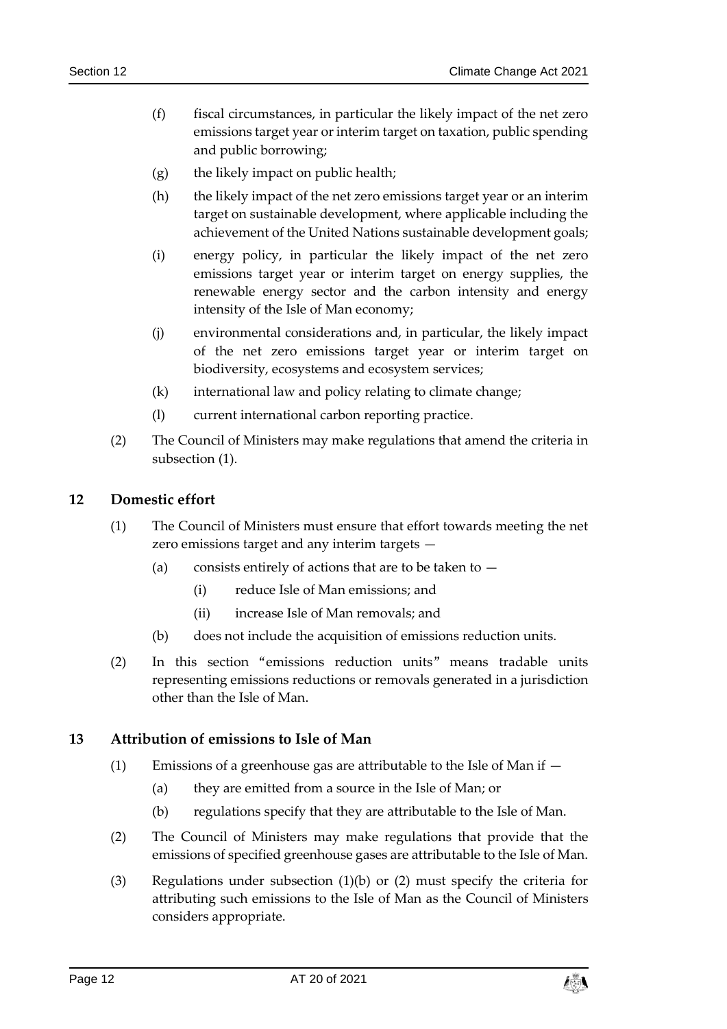(f) fiscal circumstances, in particular the likely impact of the net zero emissions target year or interim target on taxation, public spending and public borrowing;

(g) the likely impact on public health;

(h) the likely impact of the net zero emissions target year or an interim target on sustainable development, where applicable including the achievement of the United Nations sustainable development goals;

(i) energy policy, in particular the likely impact of the net zero emissions target year or interim target on energy supplies, the renewable energy sector and the carbon intensity and energy intensity of the Isle of Man economy;

(j) environmental considerations and, in particular, the likely impact of the net zero emissions target year or interim target on biodiversity, ecosystems and ecosystem services;

(k) international law and policy relating to climate change;

(l) current international carbon reporting practice.

(2) The Council of Ministers may make regulations that amend the criteria in subsection (1).

## 12 Domestic effort

(1) The Council of Ministers must ensure that effort towards meeting the net zero emissions target and any interim targets —

(a) consists entirely of actions that are to be taken to —

(i) reduce Isle of Man emissions; and

(ii) increase Isle of Man removals; and

(b) does not include the acquisition of emissions reduction units.

(2) In this section "emissions reduction units" means tradable units representing emissions reductions or removals generated in a jurisdiction other than the Isle of Man.

## 13 Attribution of emissions to Isle of Man

(1) Emissions of a greenhouse gas are attributable to the Isle of Man if —

(a) they are emitted from a source in the Isle of Man; or

(b) regulations specify that they are attributable to the Isle of Man.

(2) The Council of Ministers may make regulations that provide that the emissions of specified greenhouse gases are attributable to the Isle of Man.

(3) Regulations under subsection (1)(b) or (2) must specify the criteria for attributing such emissions to the Isle of Man as the Council of Ministers considers appropriate.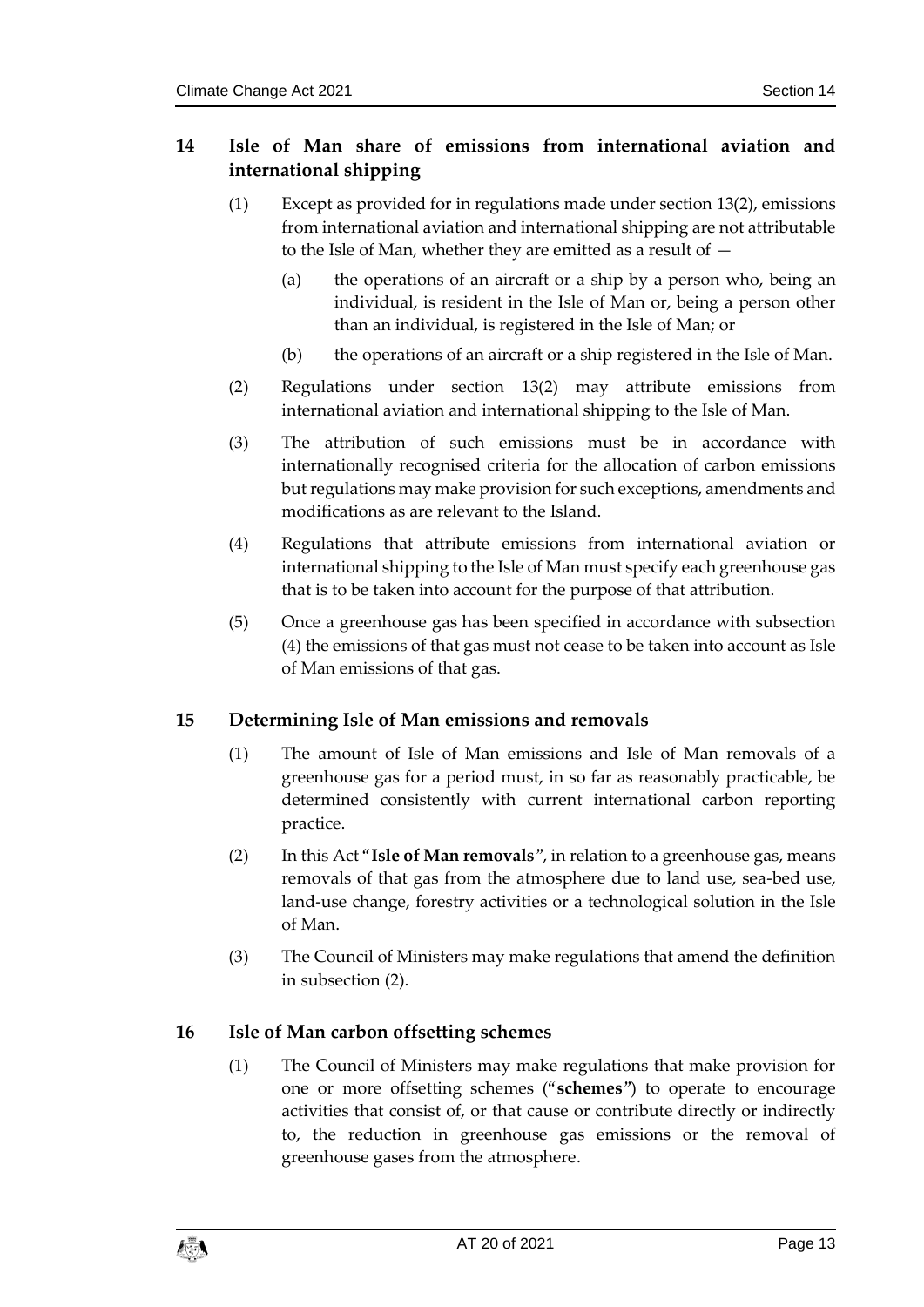## 14 Isle of Man share of emissions from international aviation and international shipping

(1) Except as provided for in regulations made under section 13(2), emissions from international aviation and international shipping are not attributable to the Isle of Man, whether they are emitted as a result of —

(a) the operations of an aircraft or a ship by a person who, being an individual, is resident in the Isle of Man or, being a person other than an individual, is registered in the Isle of Man; or

(b) the operations of an aircraft or a ship registered in the Isle of Man.

(2) Regulations under section 13(2) may attribute emissions from international aviation and international shipping to the Isle of Man.

(3) The attribution of such emissions must be in accordance with internationally recognised criteria for the allocation of carbon emissions but regulations may make provision for such exceptions, amendments and modifications as are relevant to the Island.

(4) Regulations that attribute emissions from international aviation or international shipping to the Isle of Man must specify each greenhouse gas that is to be taken into account for the purpose of that attribution.

(5) Once a greenhouse gas has been specified in accordance with subsection (4) the emissions of that gas must not cease to be taken into account as Isle of Man emissions of that gas.

## 15 Determining Isle of Man emissions and removals

(1) The amount of Isle of Man emissions and Isle of Man removals of a greenhouse gas for a period must, in so far as reasonably practicable, be determined consistently with current international carbon reporting practice.

(2) In this Act "**Isle of Man removals**", in relation to a greenhouse gas, means removals of that gas from the atmosphere due to land use, sea-bed use, land-use change, forestry activities or a technological solution in the Isle of Man.

(3) The Council of Ministers may make regulations that amend the definition in subsection (2).

## 16 Isle of Man carbon offsetting schemes

(1) The Council of Ministers may make regulations that make provision for one or more offsetting schemes ("**schemes**") to operate to encourage activities that consist of, or that cause or contribute directly or indirectly to, the reduction in greenhouse gas emissions or the removal of greenhouse gases from the atmosphere.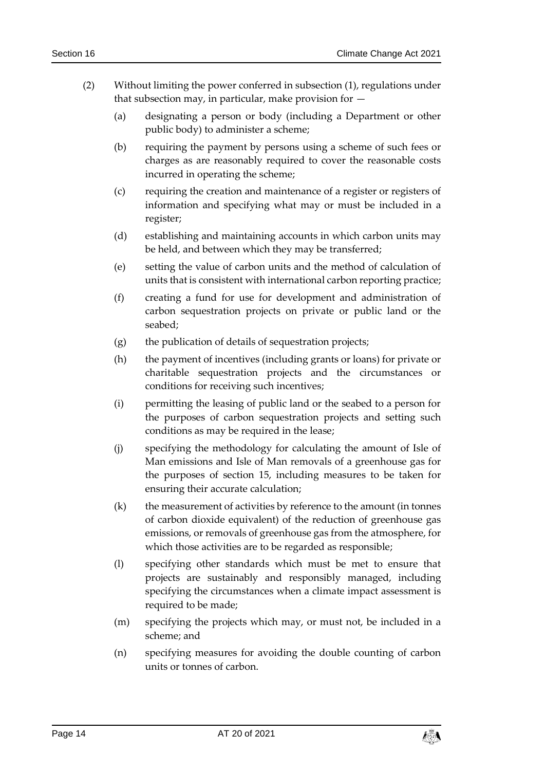(2) Without limiting the power conferred in subsection (1), regulations under that subsection may, in particular, make provision for —

(a) designating a person or body (including a Department or other public body) to administer a scheme;

(b) requiring the payment by persons using a scheme of such fees or charges as are reasonably required to cover the reasonable costs incurred in operating the scheme;

(c) requiring the creation and maintenance of a register or registers of information and specifying what may or must be included in a register;

(d) establishing and maintaining accounts in which carbon units may be held, and between which they may be transferred;

(e) setting the value of carbon units and the method of calculation of units that is consistent with international carbon reporting practice;

(f) creating a fund for use for development and administration of carbon sequestration projects on private or public land or the seabed;

(g) the publication of details of sequestration projects;

(h) the payment of incentives (including grants or loans) for private or charitable sequestration projects and the circumstances or conditions for receiving such incentives;

(i) permitting the leasing of public land or the seabed to a person for the purposes of carbon sequestration projects and setting such conditions as may be required in the lease;

(j) specifying the methodology for calculating the amount of Isle of Man emissions and Isle of Man removals of a greenhouse gas for the purposes of section 15, including measures to be taken for ensuring their accurate calculation;

(k) the measurement of activities by reference to the amount (in tonnes of carbon dioxide equivalent) of the reduction of greenhouse gas emissions, or removals of greenhouse gas from the atmosphere, for which those activities are to be regarded as responsible;

(l) specifying other standards which must be met to ensure that projects are sustainably and responsibly managed, including specifying the circumstances when a climate impact assessment is required to be made;

(m) specifying the projects which may, or must not, be included in a scheme; and

(n) specifying measures for avoiding the double counting of carbon units or tonnes of carbon.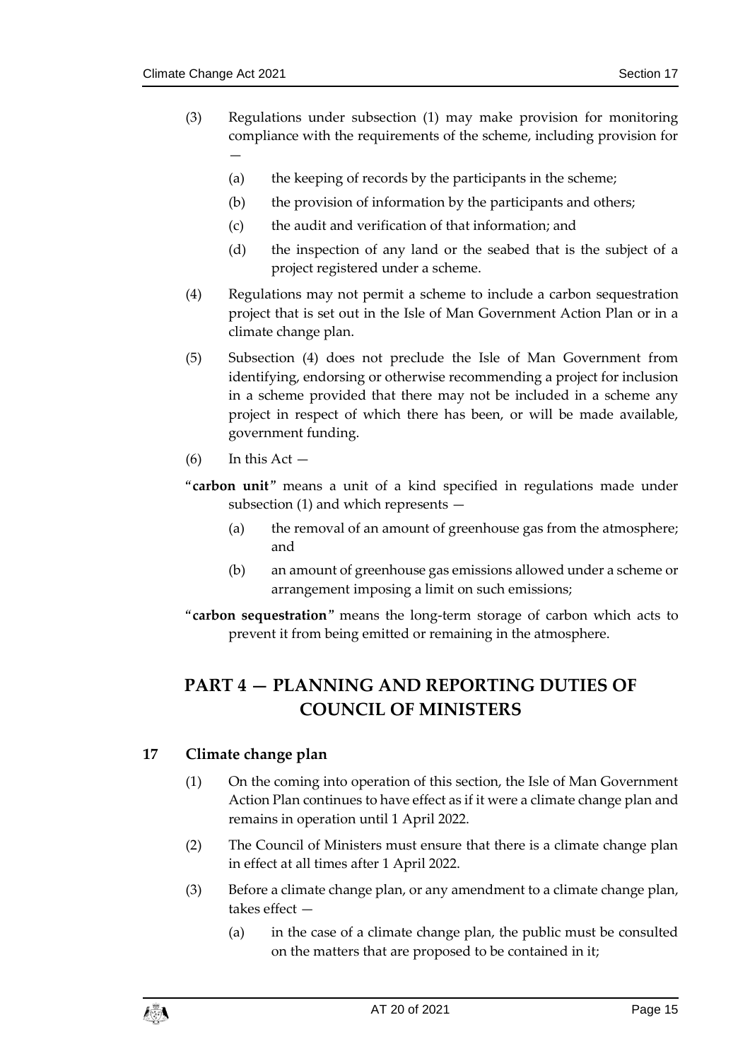(3) Regulations under subsection (1) may make provision for monitoring compliance with the requirements of the scheme, including provision for —

(a) the keeping of records by the participants in the scheme;

(b) the provision of information by the participants and others;

(c) the audit and verification of that information; and

(d) the inspection of any land or the seabed that is the subject of a project registered under a scheme.

(4) Regulations may not permit a scheme to include a carbon sequestration project that is set out in the Isle of Man Government Action Plan or in a climate change plan.

(5) Subsection (4) does not preclude the Isle of Man Government from identifying, endorsing or otherwise recommending a project for inclusion in a scheme provided that there may not be included in a scheme any project in respect of which there has been, or will be made available, government funding.

(6) In this Act —

"**carbon unit**" means a unit of a kind specified in regulations made under subsection (1) and which represents —

(a) the removal of an amount of greenhouse gas from the atmosphere; and

(b) an amount of greenhouse gas emissions allowed under a scheme or arrangement imposing a limit on such emissions;

"**carbon sequestration**" means the long-term storage of carbon which acts to prevent it from being emitted or remaining in the atmosphere.

# PART 4 — PLANNING AND REPORTING DUTIES OF COUNCIL OF MINISTERS

## 17 Climate change plan

(1) On the coming into operation of this section, the Isle of Man Government Action Plan continues to have effect as if it were a climate change plan and remains in operation until 1 April 2022.

(2) The Council of Ministers must ensure that there is a climate change plan in effect at all times after 1 April 2022.

(3) Before a climate change plan, or any amendment to a climate change plan, takes effect —

(a) in the case of a climate change plan, the public must be consulted on the matters that are proposed to be contained in it;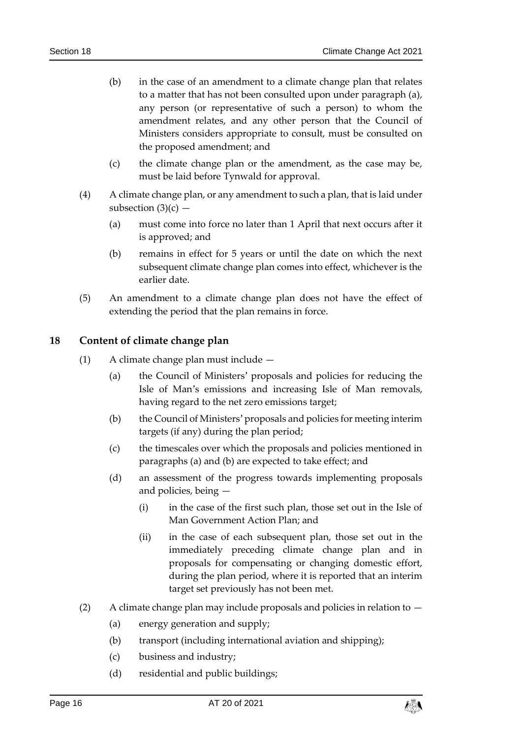(b) in the case of an amendment to a climate change plan that relates to a matter that has not been consulted upon under paragraph (a), any person (or representative of such a person) to whom the amendment relates, and any other person that the Council of Ministers considers appropriate to consult, must be consulted on the proposed amendment; and

(c) the climate change plan or the amendment, as the case may be, must be laid before Tynwald for approval.

(4) A climate change plan, or any amendment to such a plan, that is laid under subsection (3)(c) —

(a) must come into force no later than 1 April that next occurs after it is approved; and

(b) remains in effect for 5 years or until the date on which the next subsequent climate change plan comes into effect, whichever is the earlier date.

(5) An amendment to a climate change plan does not have the effect of extending the period that the plan remains in force.

## 18 Content of climate change plan

(1) A climate change plan must include —

(a) the Council of Ministers' proposals and policies for reducing the Isle of Man's emissions and increasing Isle of Man removals, having regard to the net zero emissions target;

(b) the Council of Ministers' proposals and policies for meeting interim targets (if any) during the plan period;

(c) the timescales over which the proposals and policies mentioned in paragraphs (a) and (b) are expected to take effect; and

(d) an assessment of the progress towards implementing proposals and policies, being —

(i) in the case of the first such plan, those set out in the Isle of Man Government Action Plan; and

(ii) in the case of each subsequent plan, those set out in the immediately preceding climate change plan and in proposals for compensating or changing domestic effort, during the plan period, where it is reported that an interim target set previously has not been met.

(2) A climate change plan may include proposals and policies in relation to —

(a) energy generation and supply;

(b) transport (including international aviation and shipping);

(c) business and industry;

(d) residential and public buildings;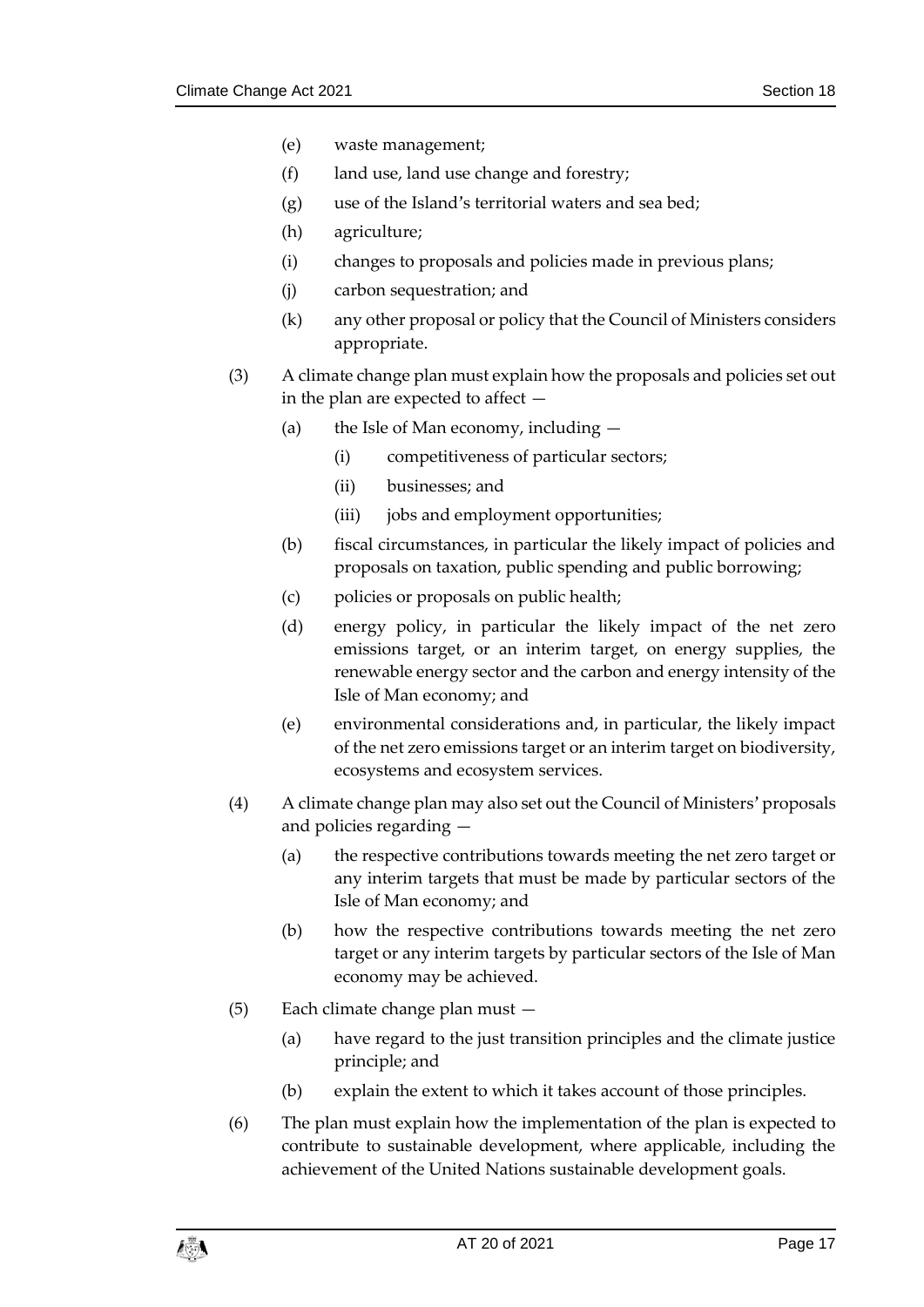(e) waste management;

(f) land use, land use change and forestry;

(g) use of the Island's territorial waters and sea bed;

(h) agriculture;

(i) changes to proposals and policies made in previous plans;

(j) carbon sequestration; and

(k) any other proposal or policy that the Council of Ministers considers appropriate.

(3) A climate change plan must explain how the proposals and policies set out in the plan are expected to affect —

(a) the Isle of Man economy, including —

(i) competitiveness of particular sectors;

(ii) businesses; and

(iii) jobs and employment opportunities;

(b) fiscal circumstances, in particular the likely impact of policies and proposals on taxation, public spending and public borrowing;

(c) policies or proposals on public health;

(d) energy policy, in particular the likely impact of the net zero emissions target, or an interim target, on energy supplies, the renewable energy sector and the carbon and energy intensity of the Isle of Man economy; and

(e) environmental considerations and, in particular, the likely impact of the net zero emissions target or an interim target on biodiversity, ecosystems and ecosystem services.

(4) A climate change plan may also set out the Council of Ministers' proposals and policies regarding —

(a) the respective contributions towards meeting the net zero target or any interim targets that must be made by particular sectors of the Isle of Man economy; and

(b) how the respective contributions towards meeting the net zero target or any interim targets by particular sectors of the Isle of Man economy may be achieved.

(5) Each climate change plan must —

(a) have regard to the just transition principles and the climate justice principle; and

(b) explain the extent to which it takes account of those principles.

(6) The plan must explain how the implementation of the plan is expected to contribute to sustainable development, where applicable, including the achievement of the United Nations sustainable development goals.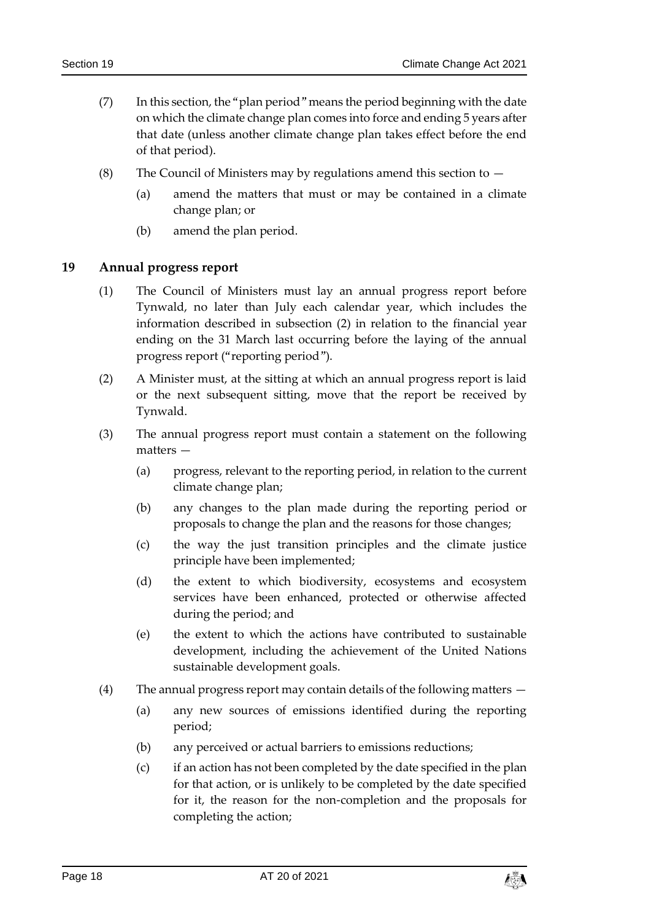(7) In this section, the "plan period" means the period beginning with the date on which the climate change plan comes into force and ending 5 years after that date (unless another climate change plan takes effect before the end of that period).

(8) The Council of Ministers may by regulations amend this section to —

   (a) amend the matters that must or may be contained in a climate change plan; or

   (b) amend the plan period.

## 19 Annual progress report

(1) The Council of Ministers must lay an annual progress report before Tynwald, no later than July each calendar year, which includes the information described in subsection (2) in relation to the financial year ending on the 31 March last occurring before the laying of the annual progress report ("reporting period").

(2) A Minister must, at the sitting at which an annual progress report is laid or the next subsequent sitting, move that the report be received by Tynwald.

(3) The annual progress report must contain a statement on the following matters —

   (a) progress, relevant to the reporting period, in relation to the current climate change plan;

   (b) any changes to the plan made during the reporting period or proposals to change the plan and the reasons for those changes;

   (c) the way the just transition principles and the climate justice principle have been implemented;

   (d) the extent to which biodiversity, ecosystems and ecosystem services have been enhanced, protected or otherwise affected during the period; and

   (e) the extent to which the actions have contributed to sustainable development, including the achievement of the United Nations sustainable development goals.

(4) The annual progress report may contain details of the following matters —

   (a) any new sources of emissions identified during the reporting period;

   (b) any perceived or actual barriers to emissions reductions;

   (c) if an action has not been completed by the date specified in the plan for that action, or is unlikely to be completed by the date specified for it, the reason for the non-completion and the proposals for completing the action;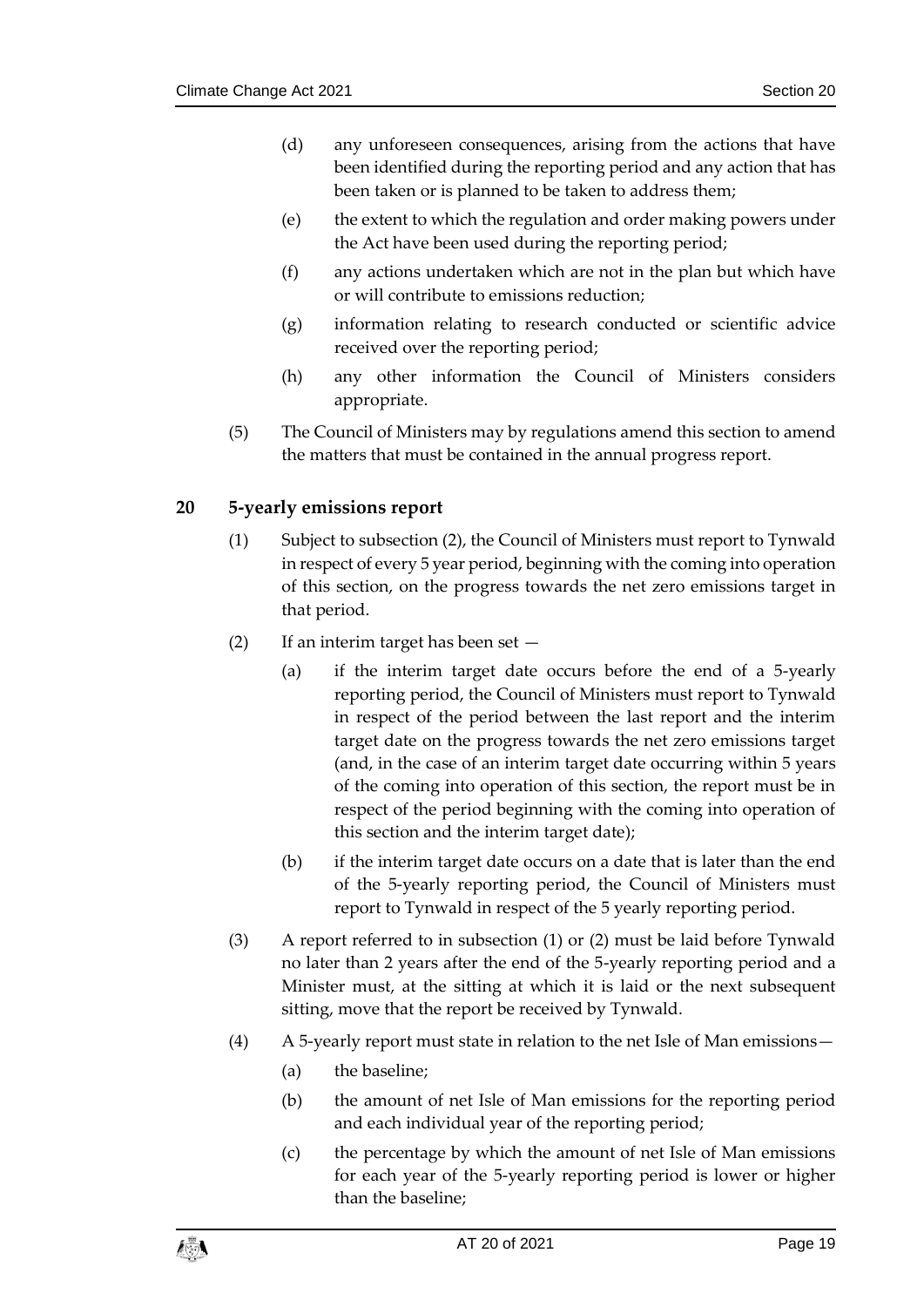(d) any unforeseen consequences, arising from the actions that have been identified during the reporting period and any action that has been taken or is planned to be taken to address them;

(e) the extent to which the regulation and order making powers under the Act have been used during the reporting period;

(f) any actions undertaken which are not in the plan but which have or will contribute to emissions reduction;

(g) information relating to research conducted or scientific advice received over the reporting period;

(h) any other information the Council of Ministers considers appropriate.

(5) The Council of Ministers may by regulations amend this section to amend the matters that must be contained in the annual progress report.

## 20 5-yearly emissions report

(1) Subject to subsection (2), the Council of Ministers must report to Tynwald in respect of every 5 year period, beginning with the coming into operation of this section, on the progress towards the net zero emissions target in that period.

(2) If an interim target has been set —

(a) if the interim target date occurs before the end of a 5-yearly reporting period, the Council of Ministers must report to Tynwald in respect of the period between the last report and the interim target date on the progress towards the net zero emissions target (and, in the case of an interim target date occurring within 5 years of the coming into operation of this section, the report must be in respect of the period beginning with the coming into operation of this section and the interim target date);

(b) if the interim target date occurs on a date that is later than the end of the 5-yearly reporting period, the Council of Ministers must report to Tynwald in respect of the 5 yearly reporting period.

(3) A report referred to in subsection (1) or (2) must be laid before Tynwald no later than 2 years after the end of the 5-yearly reporting period and a Minister must, at the sitting at which it is laid or the next subsequent sitting, move that the report be received by Tynwald.

(4) A 5-yearly report must state in relation to the net Isle of Man emissions—

(a) the baseline;

(b) the amount of net Isle of Man emissions for the reporting period and each individual year of the reporting period;

(c) the percentage by which the amount of net Isle of Man emissions for each year of the 5-yearly reporting period is lower or higher than the baseline;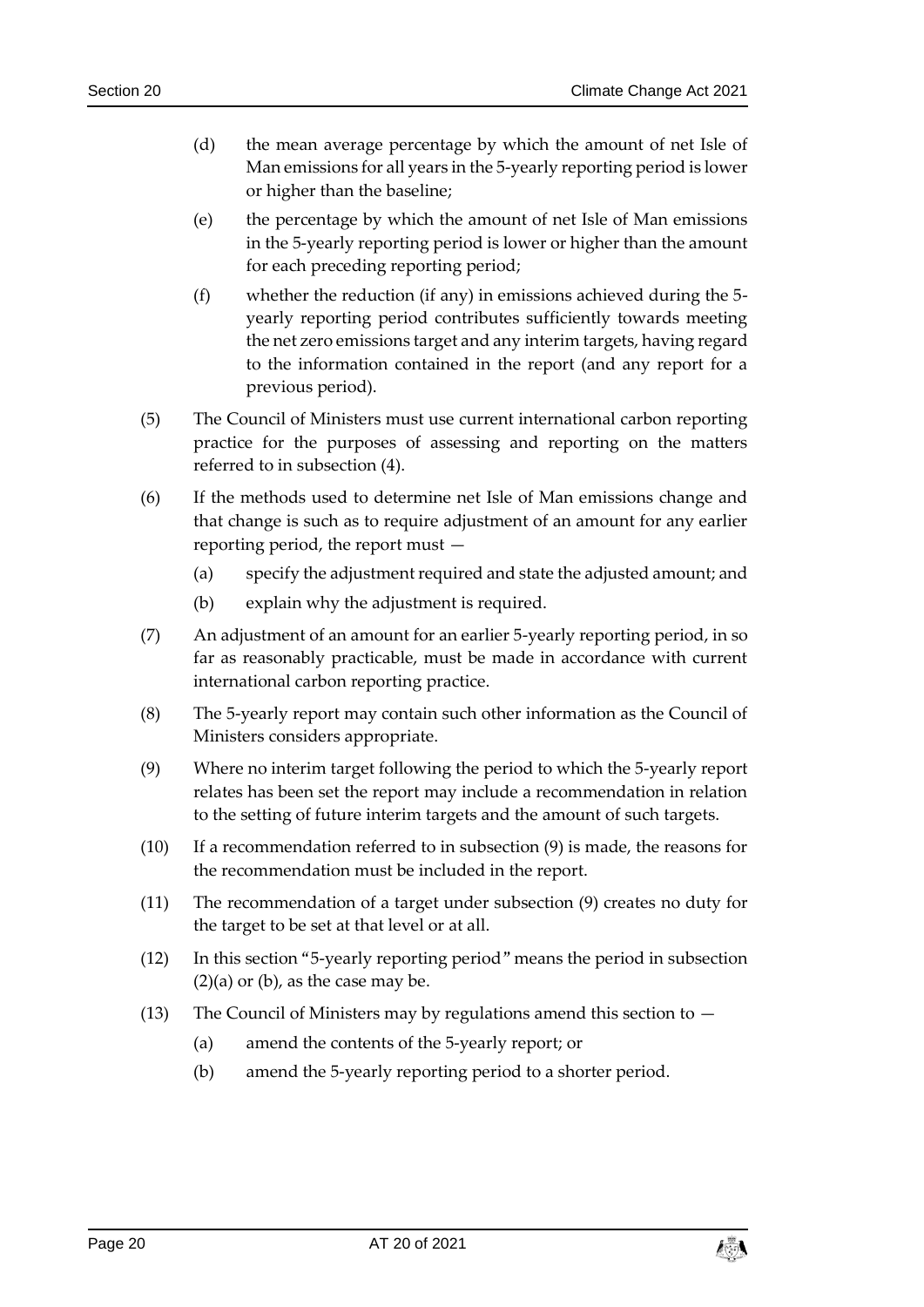(d) the mean average percentage by which the amount of net Isle of Man emissions for all years in the 5-yearly reporting period is lower or higher than the baseline;

(e) the percentage by which the amount of net Isle of Man emissions in the 5-yearly reporting period is lower or higher than the amount for each preceding reporting period;

(f) whether the reduction (if any) in emissions achieved during the 5-yearly reporting period contributes sufficiently towards meeting the net zero emissions target and any interim targets, having regard to the information contained in the report (and any report for a previous period).

(5) The Council of Ministers must use current international carbon reporting practice for the purposes of assessing and reporting on the matters referred to in subsection (4).

(6) If the methods used to determine net Isle of Man emissions change and that change is such as to require adjustment of an amount for any earlier reporting period, the report must —

(a) specify the adjustment required and state the adjusted amount; and

(b) explain why the adjustment is required.

(7) An adjustment of an amount for an earlier 5-yearly reporting period, in so far as reasonably practicable, must be made in accordance with current international carbon reporting practice.

(8) The 5-yearly report may contain such other information as the Council of Ministers considers appropriate.

(9) Where no interim target following the period to which the 5-yearly report relates has been set the report may include a recommendation in relation to the setting of future interim targets and the amount of such targets.

(10) If a recommendation referred to in subsection (9) is made, the reasons for the recommendation must be included in the report.

(11) The recommendation of a target under subsection (9) creates no duty for the target to be set at that level or at all.

(12) In this section "5-yearly reporting period" means the period in subsection (2)(a) or (b), as the case may be.

(13) The Council of Ministers may by regulations amend this section to —

(a) amend the contents of the 5-yearly report; or

(b) amend the 5-yearly reporting period to a shorter period.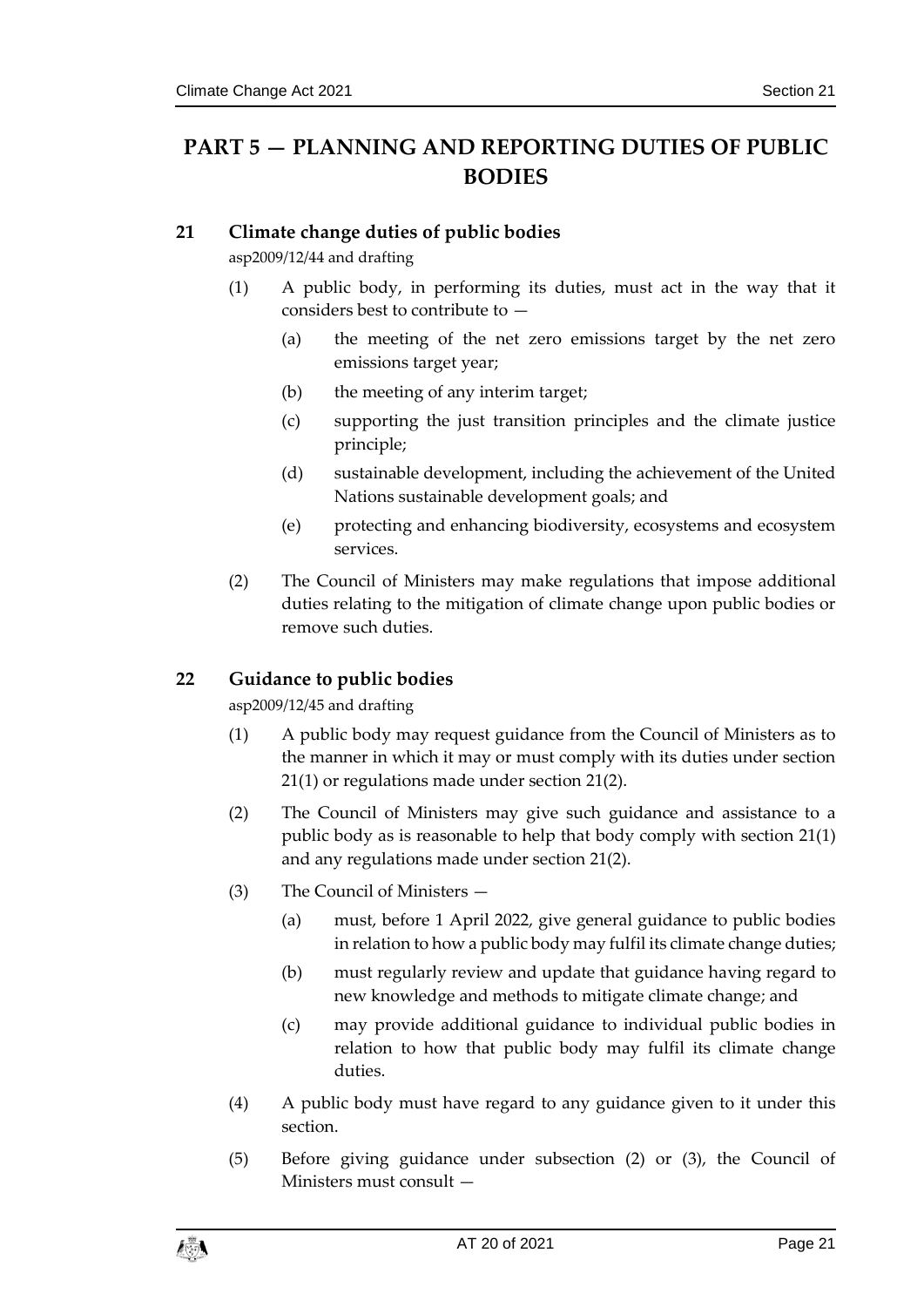# PART 5 — PLANNING AND REPORTING DUTIES OF PUBLIC BODIES

## 21 Climate change duties of public bodies

asp2009/12/44 and drafting

(1) A public body, in performing its duties, must act in the way that it considers best to contribute to —

(a) the meeting of the net zero emissions target by the net zero emissions target year;

(b) the meeting of any interim target;

(c) supporting the just transition principles and the climate justice principle;

(d) sustainable development, including the achievement of the United Nations sustainable development goals; and

(e) protecting and enhancing biodiversity, ecosystems and ecosystem services.

(2) The Council of Ministers may make regulations that impose additional duties relating to the mitigation of climate change upon public bodies or remove such duties.

## 22 Guidance to public bodies

asp2009/12/45 and drafting

(1) A public body may request guidance from the Council of Ministers as to the manner in which it may or must comply with its duties under section 21(1) or regulations made under section 21(2).

(2) The Council of Ministers may give such guidance and assistance to a public body as is reasonable to help that body comply with section 21(1) and any regulations made under section 21(2).

(3) The Council of Ministers —

(a) must, before 1 April 2022, give general guidance to public bodies in relation to how a public body may fulfil its climate change duties;

(b) must regularly review and update that guidance having regard to new knowledge and methods to mitigate climate change; and

(c) may provide additional guidance to individual public bodies in relation to how that public body may fulfil its climate change duties.

(4) A public body must have regard to any guidance given to it under this section.

(5) Before giving guidance under subsection (2) or (3), the Council of Ministers must consult —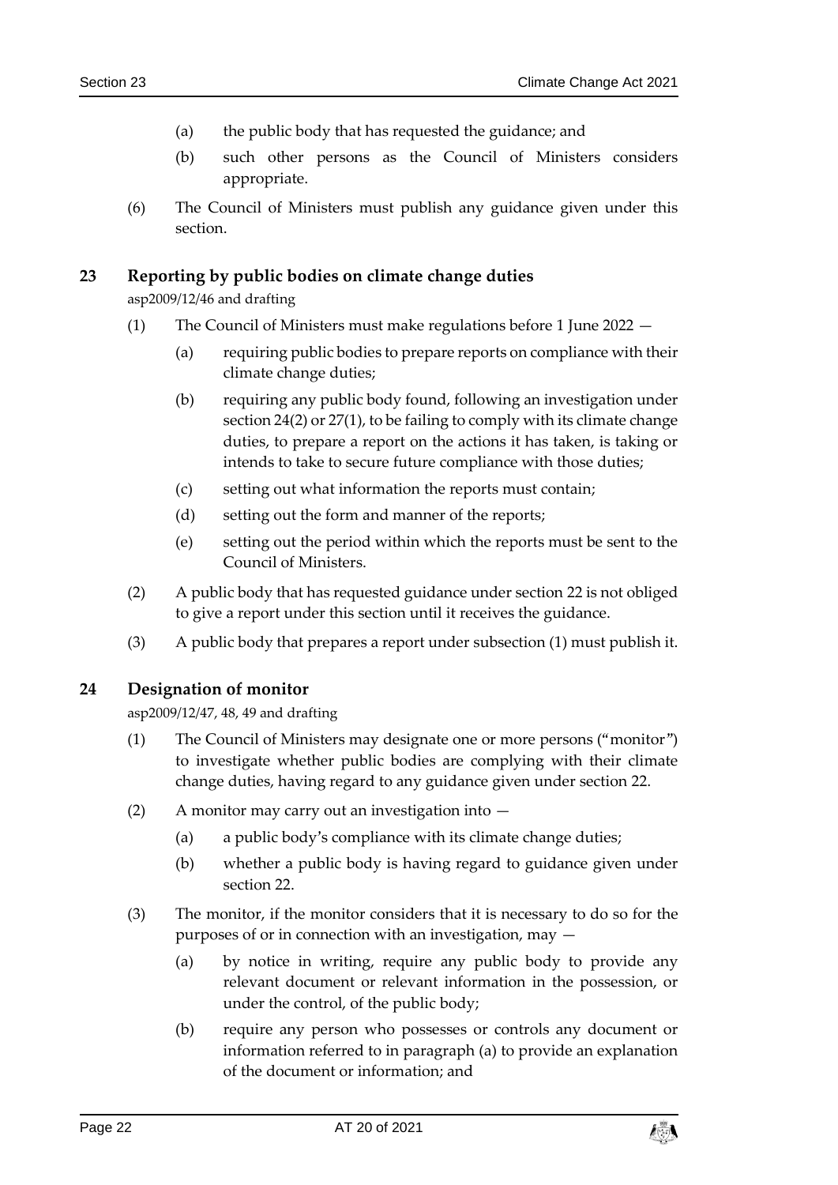(a) the public body that has requested the guidance; and

(b) such other persons as the Council of Ministers considers appropriate.

(6) The Council of Ministers must publish any guidance given under this section.

## 23 Reporting by public bodies on climate change duties

asp2009/12/46 and drafting

(1) The Council of Ministers must make regulations before 1 June 2022 —

(a) requiring public bodies to prepare reports on compliance with their climate change duties;

(b) requiring any public body found, following an investigation under section 24(2) or 27(1), to be failing to comply with its climate change duties, to prepare a report on the actions it has taken, is taking or intends to take to secure future compliance with those duties;

(c) setting out what information the reports must contain;

(d) setting out the form and manner of the reports;

(e) setting out the period within which the reports must be sent to the Council of Ministers.

(2) A public body that has requested guidance under section 22 is not obliged to give a report under this section until it receives the guidance.

(3) A public body that prepares a report under subsection (1) must publish it.

## 24 Designation of monitor

asp2009/12/47, 48, 49 and drafting

(1) The Council of Ministers may designate one or more persons ("monitor") to investigate whether public bodies are complying with their climate change duties, having regard to any guidance given under section 22.

(2) A monitor may carry out an investigation into —

(a) a public body's compliance with its climate change duties;

(b) whether a public body is having regard to guidance given under section 22.

(3) The monitor, if the monitor considers that it is necessary to do so for the purposes of or in connection with an investigation, may —

(a) by notice in writing, require any public body to provide any relevant document or relevant information in the possession, or under the control, of the public body;

(b) require any person who possesses or controls any document or information referred to in paragraph (a) to provide an explanation of the document or information; and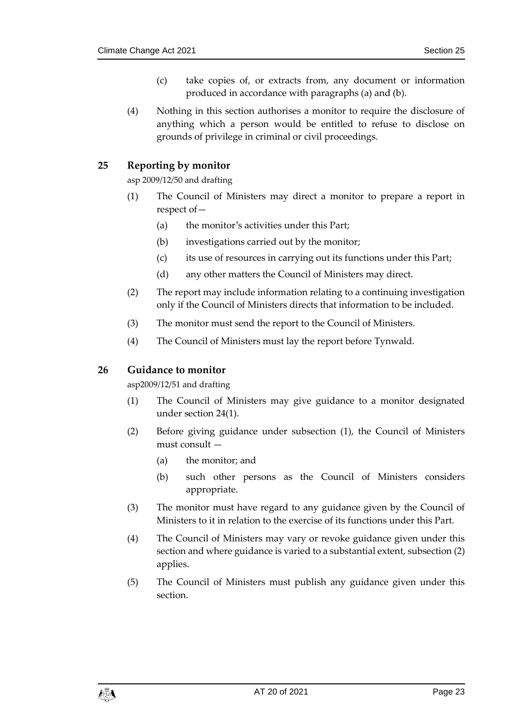(c) take copies of, or extracts from, any document or information produced in accordance with paragraphs (a) and (b).

(4) Nothing in this section authorises a monitor to require the disclosure of anything which a person would be entitled to refuse to disclose on grounds of privilege in criminal or civil proceedings.

## 25 Reporting by monitor

asp 2009/12/50 and drafting

(1) The Council of Ministers may direct a monitor to prepare a report in respect of—

(a) the monitor's activities under this Part;

(b) investigations carried out by the monitor;

(c) its use of resources in carrying out its functions under this Part;

(d) any other matters the Council of Ministers may direct.

(2) The report may include information relating to a continuing investigation only if the Council of Ministers directs that information to be included.

(3) The monitor must send the report to the Council of Ministers.

(4) The Council of Ministers must lay the report before Tynwald.

## 26 Guidance to monitor

asp2009/12/51 and drafting

(1) The Council of Ministers may give guidance to a monitor designated under section 24(1).

(2) Before giving guidance under subsection (1), the Council of Ministers must consult —

(a) the monitor; and

(b) such other persons as the Council of Ministers considers appropriate.

(3) The monitor must have regard to any guidance given by the Council of Ministers to it in relation to the exercise of its functions under this Part.

(4) The Council of Ministers may vary or revoke guidance given under this section and where guidance is varied to a substantial extent, subsection (2) applies.

(5) The Council of Ministers must publish any guidance given under this section.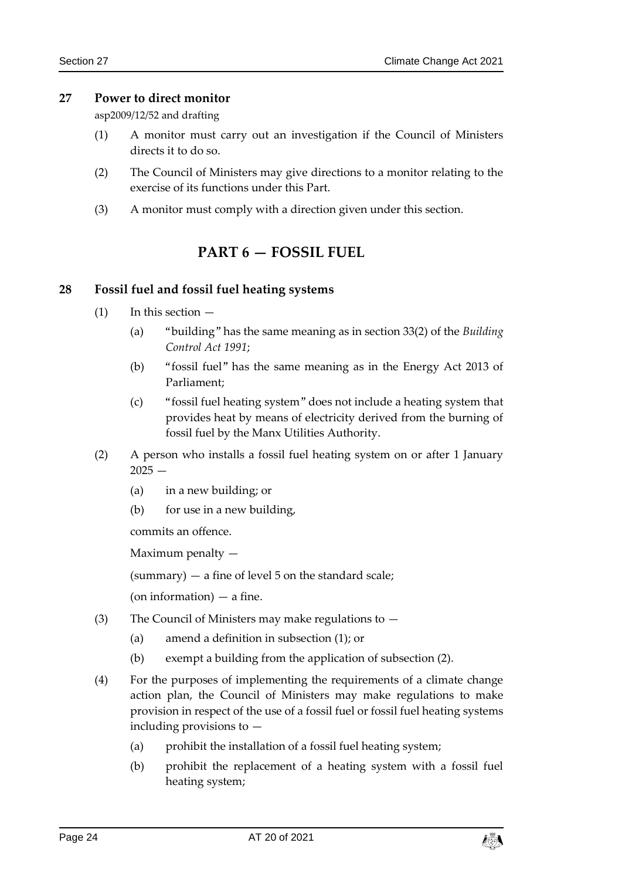### 27 Power to direct monitor

asp2009/12/52 and drafting

(1) A monitor must carry out an investigation if the Council of Ministers directs it to do so.

(2) The Council of Ministers may give directions to a monitor relating to the exercise of its functions under this Part.

(3) A monitor must comply with a direction given under this section.

## PART 6 — FOSSIL FUEL

### 28 Fossil fuel and fossil fuel heating systems

(1) In this section —

(a) "building" has the same meaning as in section 33(2) of the *Building Control Act 1991*;

(b) "fossil fuel" has the same meaning as in the Energy Act 2013 of Parliament;

(c) "fossil fuel heating system" does not include a heating system that provides heat by means of electricity derived from the burning of fossil fuel by the Manx Utilities Authority.

(2) A person who installs a fossil fuel heating system on or after 1 January 2025 —

(a) in a new building; or

(b) for use in a new building,

commits an offence.

Maximum penalty —

(summary) — a fine of level 5 on the standard scale;

(on information) — a fine.

(3) The Council of Ministers may make regulations to —

(a) amend a definition in subsection (1); or

(b) exempt a building from the application of subsection (2).

(4) For the purposes of implementing the requirements of a climate change action plan, the Council of Ministers may make regulations to make provision in respect of the use of a fossil fuel or fossil fuel heating systems including provisions to —

(a) prohibit the installation of a fossil fuel heating system;

(b) prohibit the replacement of a heating system with a fossil fuel heating system;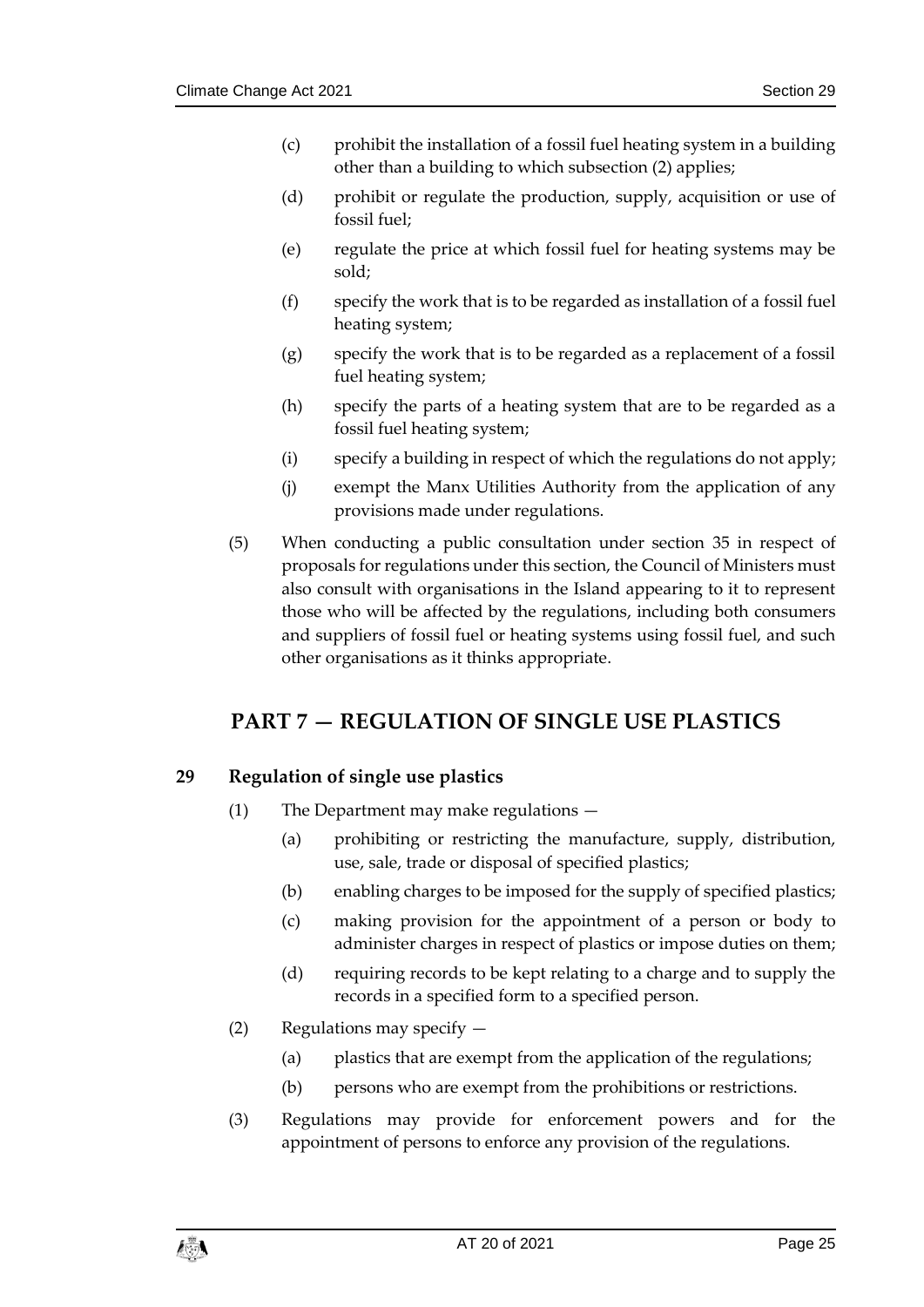(c) prohibit the installation of a fossil fuel heating system in a building other than a building to which subsection (2) applies;

(d) prohibit or regulate the production, supply, acquisition or use of fossil fuel;

(e) regulate the price at which fossil fuel for heating systems may be sold;

(f) specify the work that is to be regarded as installation of a fossil fuel heating system;

(g) specify the work that is to be regarded as a replacement of a fossil fuel heating system;

(h) specify the parts of a heating system that are to be regarded as a fossil fuel heating system;

(i) specify a building in respect of which the regulations do not apply;

(j) exempt the Manx Utilities Authority from the application of any provisions made under regulations.

(5) When conducting a public consultation under section 35 in respect of proposals for regulations under this section, the Council of Ministers must also consult with organisations in the Island appearing to it to represent those who will be affected by the regulations, including both consumers and suppliers of fossil fuel or heating systems using fossil fuel, and such other organisations as it thinks appropriate.

## PART 7 — REGULATION OF SINGLE USE PLASTICS

### 29 Regulation of single use plastics

(1) The Department may make regulations —

(a) prohibiting or restricting the manufacture, supply, distribution, use, sale, trade or disposal of specified plastics;

(b) enabling charges to be imposed for the supply of specified plastics;

(c) making provision for the appointment of a person or body to administer charges in respect of plastics or impose duties on them;

(d) requiring records to be kept relating to a charge and to supply the records in a specified form to a specified person.

(2) Regulations may specify —

(a) plastics that are exempt from the application of the regulations;

(b) persons who are exempt from the prohibitions or restrictions.

(3) Regulations may provide for enforcement powers and for the appointment of persons to enforce any provision of the regulations.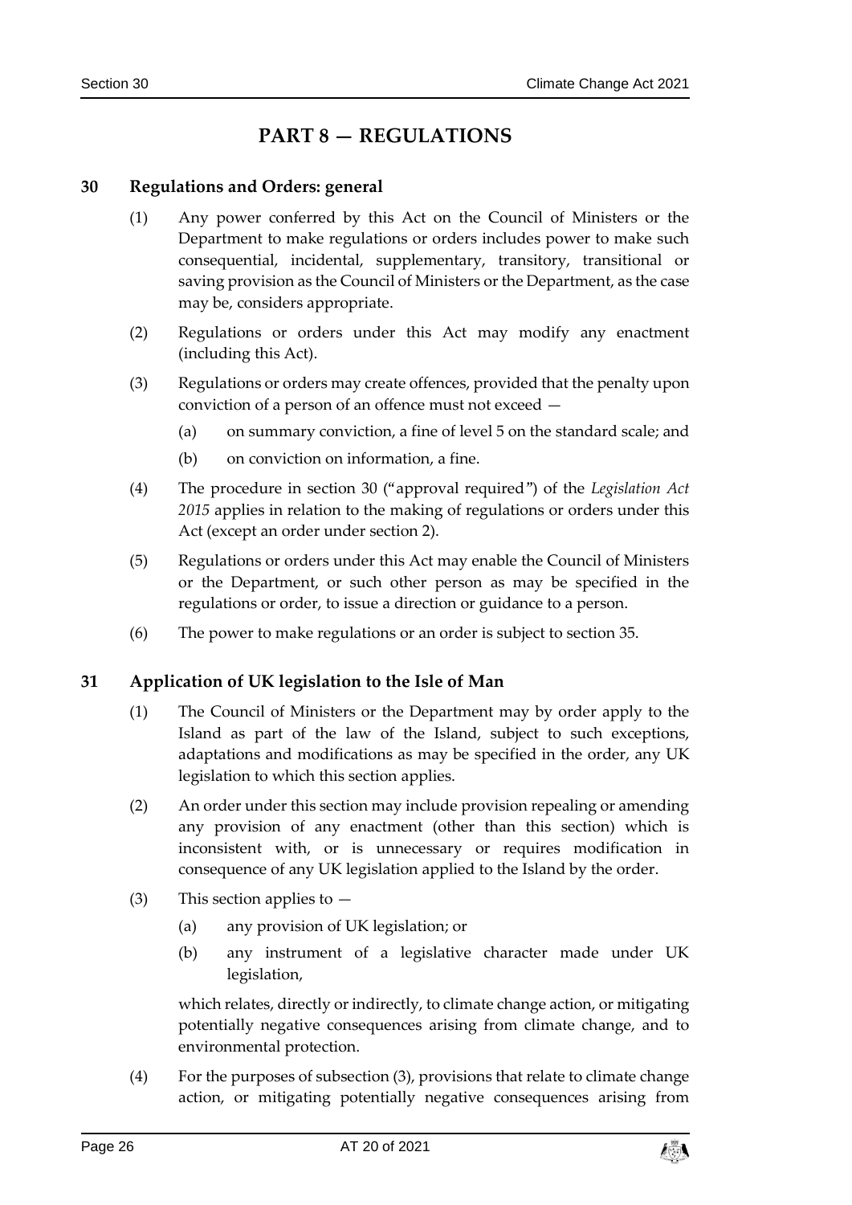# PART 8 — REGULATIONS

## 30 Regulations and Orders: general

(1) Any power conferred by this Act on the Council of Ministers or the Department to make regulations or orders includes power to make such consequential, incidental, supplementary, transitory, transitional or saving provision as the Council of Ministers or the Department, as the case may be, considers appropriate.

(2) Regulations or orders under this Act may modify any enactment (including this Act).

(3) Regulations or orders may create offences, provided that the penalty upon conviction of a person of an offence must not exceed —

- (a) on summary conviction, a fine of level 5 on the standard scale; and
- (b) on conviction on information, a fine.

(4) The procedure in section 30 ("approval required") of the *Legislation Act 2015* applies in relation to the making of regulations or orders under this Act (except an order under section 2).

(5) Regulations or orders under this Act may enable the Council of Ministers or the Department, or such other person as may be specified in the regulations or order, to issue a direction or guidance to a person.

(6) The power to make regulations or an order is subject to section 35.

## 31 Application of UK legislation to the Isle of Man

(1) The Council of Ministers or the Department may by order apply to the Island as part of the law of the Island, subject to such exceptions, adaptations and modifications as may be specified in the order, any UK legislation to which this section applies.

(2) An order under this section may include provision repealing or amending any provision of any enactment (other than this section) which is inconsistent with, or is unnecessary or requires modification in consequence of any UK legislation applied to the Island by the order.

(3) This section applies to —

- (a) any provision of UK legislation; or
- (b) any instrument of a legislative character made under UK legislation,

which relates, directly or indirectly, to climate change action, or mitigating potentially negative consequences arising from climate change, and to environmental protection.

(4) For the purposes of subsection (3), provisions that relate to climate change action, or mitigating potentially negative consequences arising from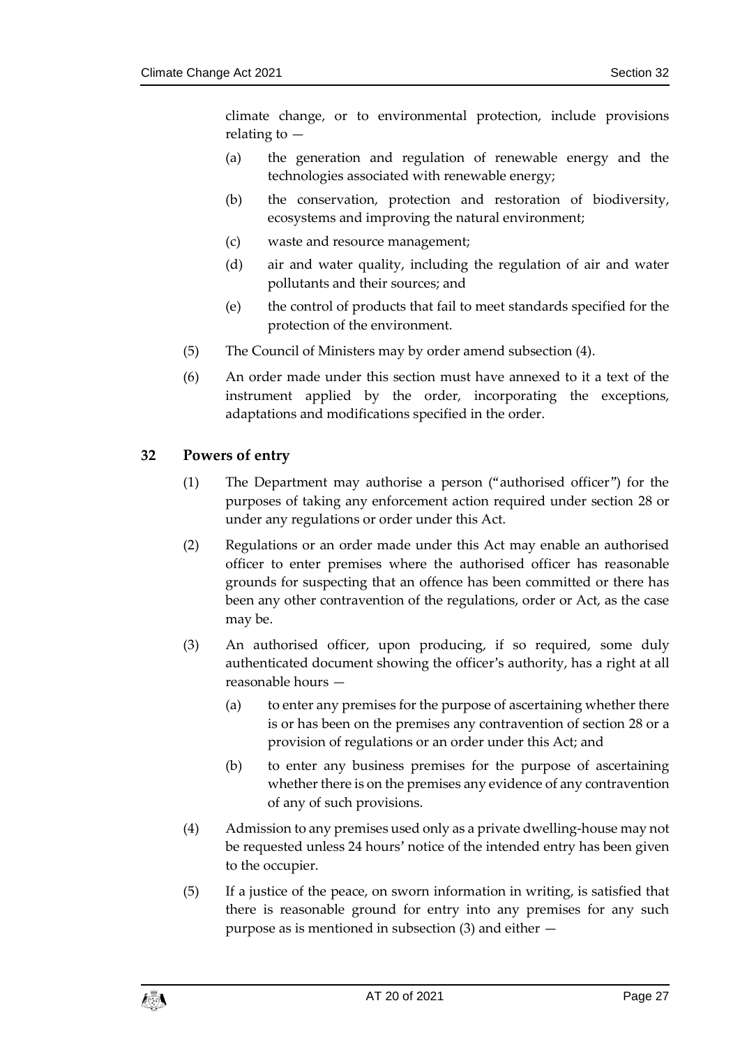climate change, or to environmental protection, include provisions relating to —

(a) the generation and regulation of renewable energy and the technologies associated with renewable energy;

(b) the conservation, protection and restoration of biodiversity, ecosystems and improving the natural environment;

(c) waste and resource management;

(d) air and water quality, including the regulation of air and water pollutants and their sources; and

(e) the control of products that fail to meet standards specified for the protection of the environment.

(5) The Council of Ministers may by order amend subsection (4).

(6) An order made under this section must have annexed to it a text of the instrument applied by the order, incorporating the exceptions, adaptations and modifications specified in the order.

## 32 Powers of entry

(1) The Department may authorise a person ("authorised officer") for the purposes of taking any enforcement action required under section 28 or under any regulations or order under this Act.

(2) Regulations or an order made under this Act may enable an authorised officer to enter premises where the authorised officer has reasonable grounds for suspecting that an offence has been committed or there has been any other contravention of the regulations, order or Act, as the case may be.

(3) An authorised officer, upon producing, if so required, some duly authenticated document showing the officer's authority, has a right at all reasonable hours —

(a) to enter any premises for the purpose of ascertaining whether there is or has been on the premises any contravention of section 28 or a provision of regulations or an order under this Act; and

(b) to enter any business premises for the purpose of ascertaining whether there is on the premises any evidence of any contravention of any of such provisions.

(4) Admission to any premises used only as a private dwelling-house may not be requested unless 24 hours' notice of the intended entry has been given to the occupier.

(5) If a justice of the peace, on sworn information in writing, is satisfied that there is reasonable ground for entry into any premises for any such purpose as is mentioned in subsection (3) and either —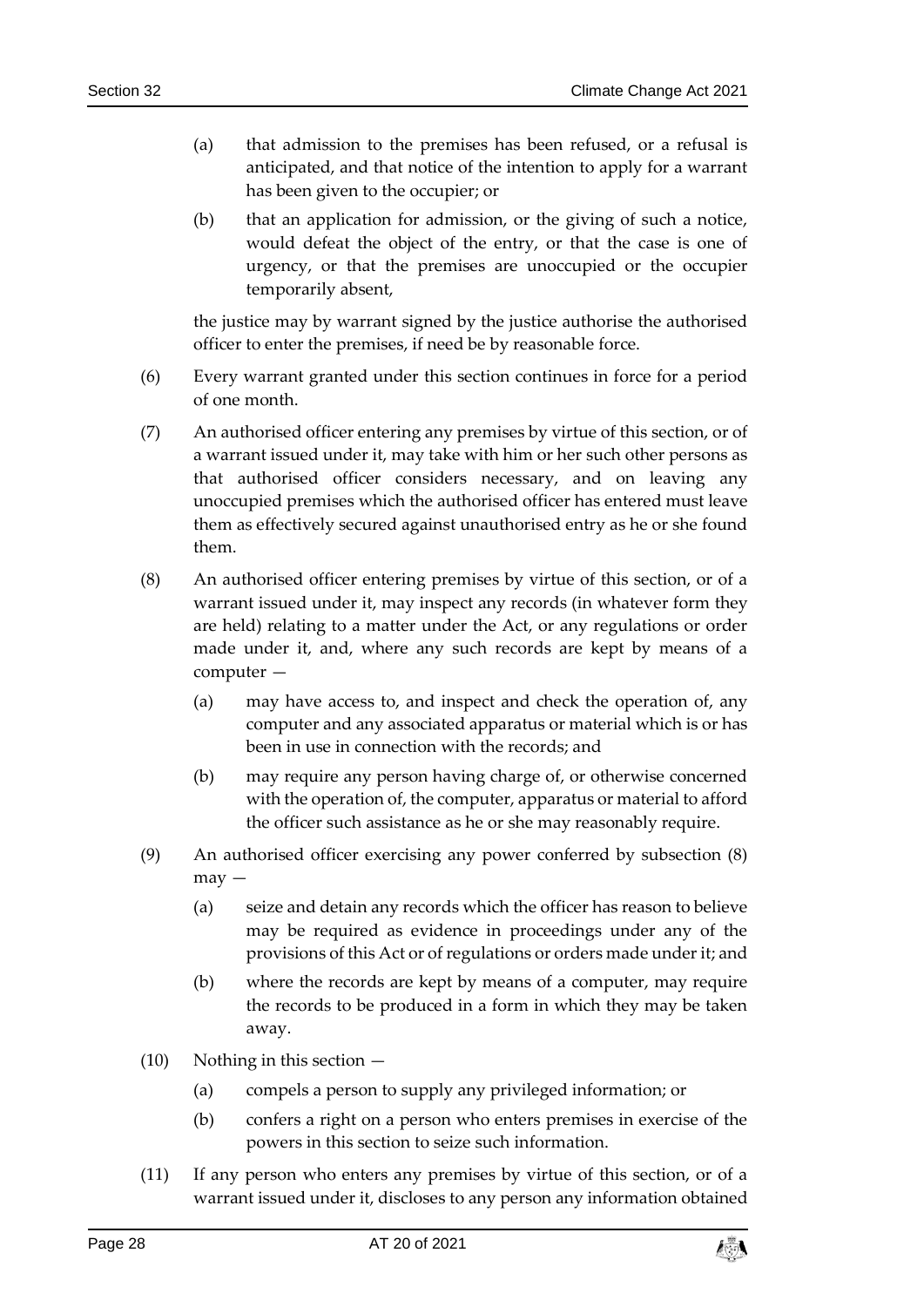(a) that admission to the premises has been refused, or a refusal is anticipated, and that notice of the intention to apply for a warrant has been given to the occupier; or

(b) that an application for admission, or the giving of such a notice, would defeat the object of the entry, or that the case is one of urgency, or that the premises are unoccupied or the occupier temporarily absent,

the justice may by warrant signed by the justice authorise the authorised officer to enter the premises, if need be by reasonable force.

(6) Every warrant granted under this section continues in force for a period of one month.

(7) An authorised officer entering any premises by virtue of this section, or of a warrant issued under it, may take with him or her such other persons as that authorised officer considers necessary, and on leaving any unoccupied premises which the authorised officer has entered must leave them as effectively secured against unauthorised entry as he or she found them.

(8) An authorised officer entering premises by virtue of this section, or of a warrant issued under it, may inspect any records (in whatever form they are held) relating to a matter under the Act, or any regulations or order made under it, and, where any such records are kept by means of a computer —

(a) may have access to, and inspect and check the operation of, any computer and any associated apparatus or material which is or has been in use in connection with the records; and

(b) may require any person having charge of, or otherwise concerned with the operation of, the computer, apparatus or material to afford the officer such assistance as he or she may reasonably require.

(9) An authorised officer exercising any power conferred by subsection (8) may —

(a) seize and detain any records which the officer has reason to believe may be required as evidence in proceedings under any of the provisions of this Act or of regulations or orders made under it; and

(b) where the records are kept by means of a computer, may require the records to be produced in a form in which they may be taken away.

(10) Nothing in this section —

(a) compels a person to supply any privileged information; or

(b) confers a right on a person who enters premises in exercise of the powers in this section to seize such information.

(11) If any person who enters any premises by virtue of this section, or of a warrant issued under it, discloses to any person any information obtained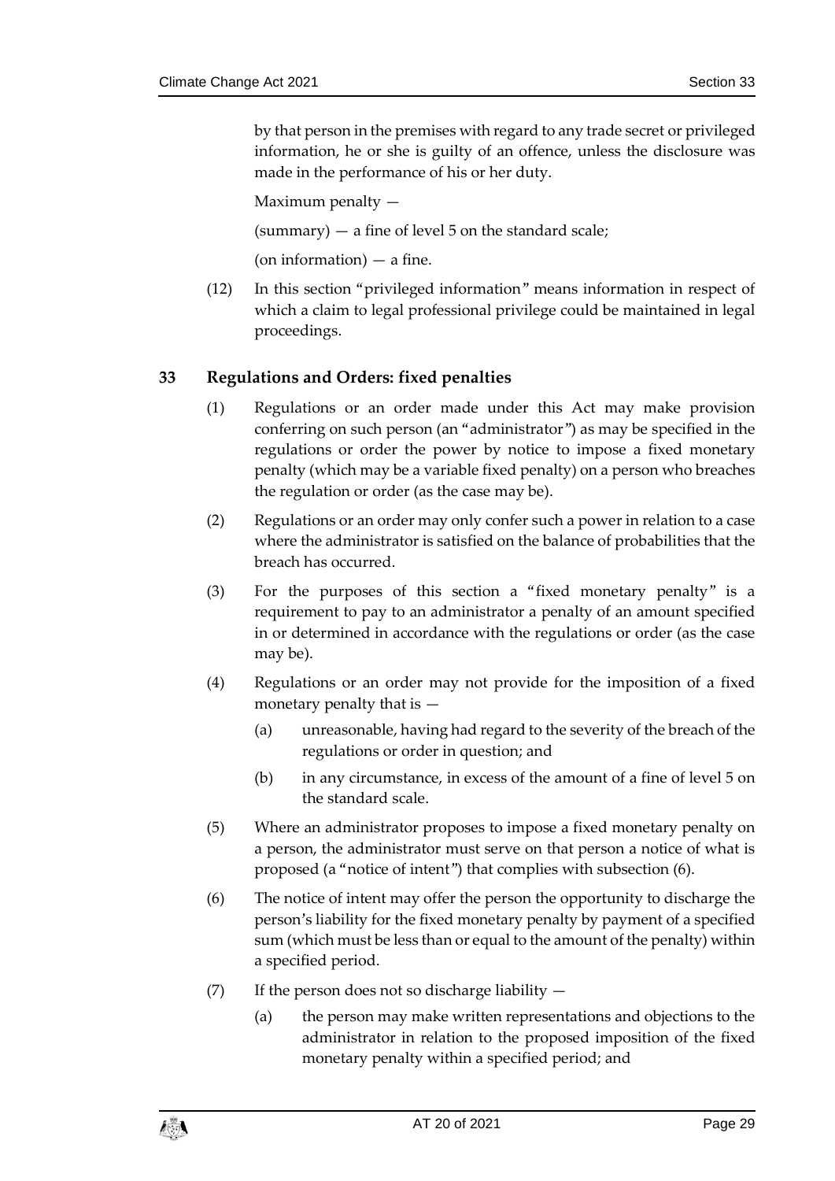by that person in the premises with regard to any trade secret or privileged information, he or she is guilty of an offence, unless the disclosure was made in the performance of his or her duty.

Maximum penalty —

(summary) — a fine of level 5 on the standard scale;

(on information) — a fine.

(12) In this section "privileged information" means information in respect of which a claim to legal professional privilege could be maintained in legal proceedings.

## 33 Regulations and Orders: fixed penalties

(1) Regulations or an order made under this Act may make provision conferring on such person (an "administrator") as may be specified in the regulations or order the power by notice to impose a fixed monetary penalty (which may be a variable fixed penalty) on a person who breaches the regulation or order (as the case may be).

(2) Regulations or an order may only confer such a power in relation to a case where the administrator is satisfied on the balance of probabilities that the breach has occurred.

(3) For the purposes of this section a "fixed monetary penalty" is a requirement to pay to an administrator a penalty of an amount specified in or determined in accordance with the regulations or order (as the case may be).

(4) Regulations or an order may not provide for the imposition of a fixed monetary penalty that is —

- (a) unreasonable, having had regard to the severity of the breach of the regulations or order in question; and
- (b) in any circumstance, in excess of the amount of a fine of level 5 on the standard scale.

(5) Where an administrator proposes to impose a fixed monetary penalty on a person, the administrator must serve on that person a notice of what is proposed (a "notice of intent") that complies with subsection (6).

(6) The notice of intent may offer the person the opportunity to discharge the person's liability for the fixed monetary penalty by payment of a specified sum (which must be less than or equal to the amount of the penalty) within a specified period.

(7) If the person does not so discharge liability —

- (a) the person may make written representations and objections to the administrator in relation to the proposed imposition of the fixed monetary penalty within a specified period; and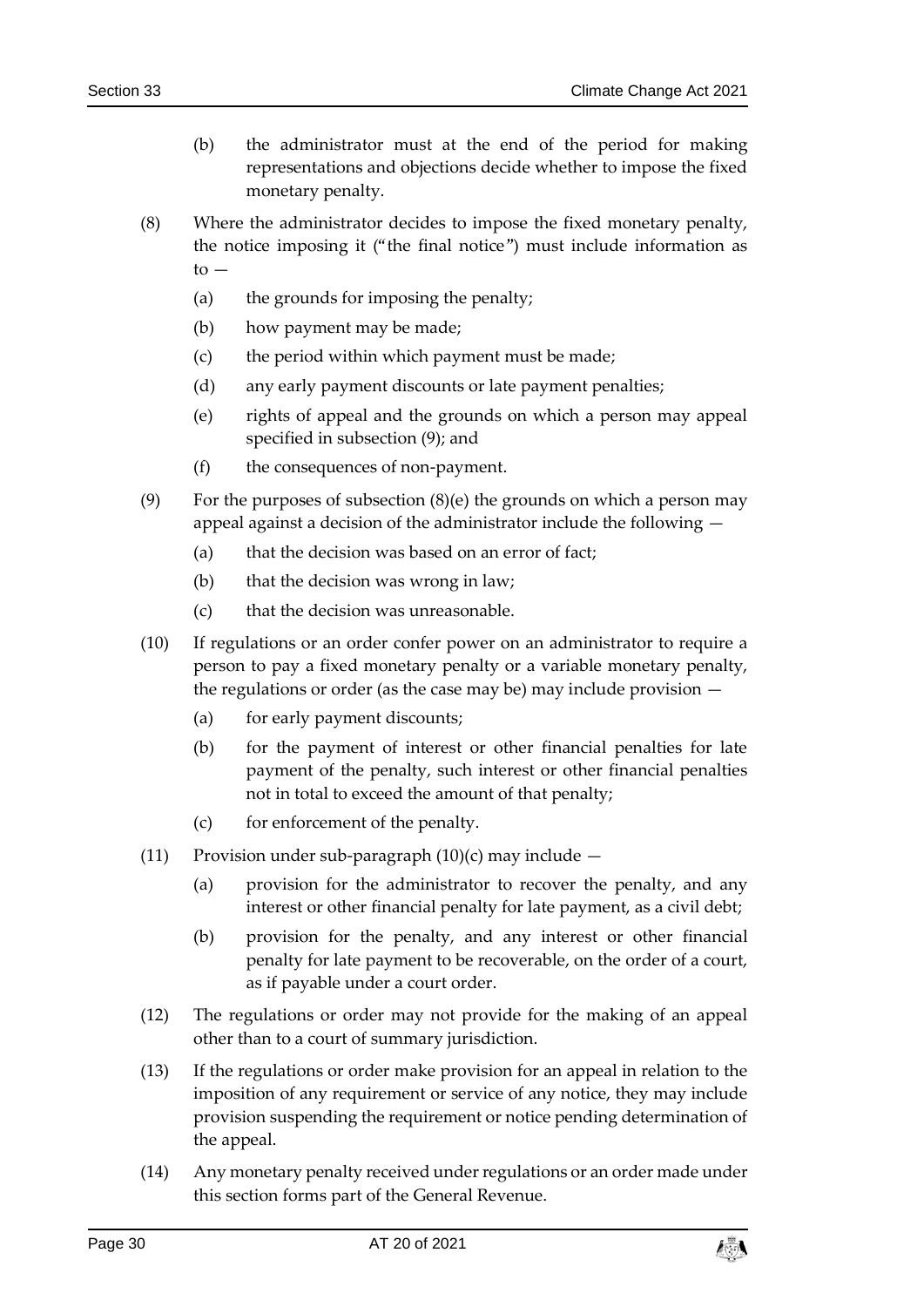(b) the administrator must at the end of the period for making representations and objections decide whether to impose the fixed monetary penalty.

(8) Where the administrator decides to impose the fixed monetary penalty, the notice imposing it ("the final notice") must include information as to —

(a) the grounds for imposing the penalty;

(b) how payment may be made;

(c) the period within which payment must be made;

(d) any early payment discounts or late payment penalties;

(e) rights of appeal and the grounds on which a person may appeal specified in subsection (9); and

(f) the consequences of non-payment.

(9) For the purposes of subsection (8)(e) the grounds on which a person may appeal against a decision of the administrator include the following —

(a) that the decision was based on an error of fact;

(b) that the decision was wrong in law;

(c) that the decision was unreasonable.

(10) If regulations or an order confer power on an administrator to require a person to pay a fixed monetary penalty or a variable monetary penalty, the regulations or order (as the case may be) may include provision —

(a) for early payment discounts;

(b) for the payment of interest or other financial penalties for late payment of the penalty, such interest or other financial penalties not in total to exceed the amount of that penalty;

(c) for enforcement of the penalty.

(11) Provision under sub-paragraph (10)(c) may include —

(a) provision for the administrator to recover the penalty, and any interest or other financial penalty for late payment, as a civil debt;

(b) provision for the penalty, and any interest or other financial penalty for late payment to be recoverable, on the order of a court, as if payable under a court order.

(12) The regulations or order may not provide for the making of an appeal other than to a court of summary jurisdiction.

(13) If the regulations or order make provision for an appeal in relation to the imposition of any requirement or service of any notice, they may include provision suspending the requirement or notice pending determination of the appeal.

(14) Any monetary penalty received under regulations or an order made under this section forms part of the General Revenue.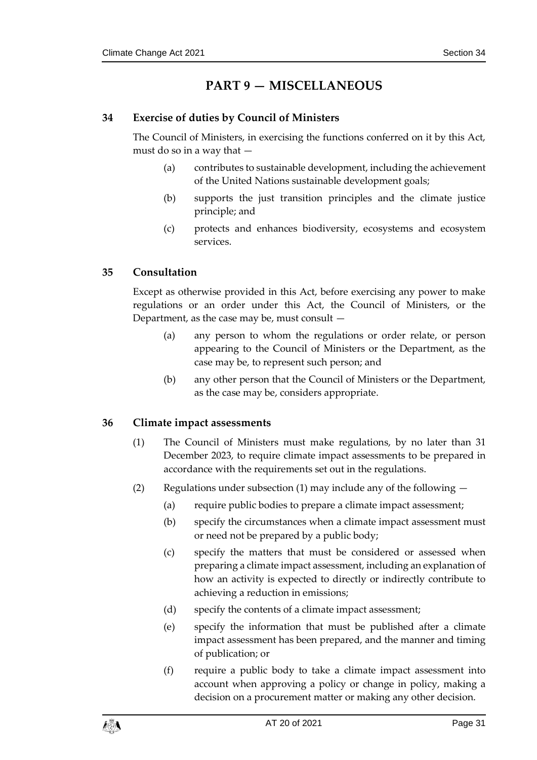# PART 9 — MISCELLANEOUS

## 34 Exercise of duties by Council of Ministers

The Council of Ministers, in exercising the functions conferred on it by this Act, must do so in a way that —

(a) contributes to sustainable development, including the achievement of the United Nations sustainable development goals;

(b) supports the just transition principles and the climate justice principle; and

(c) protects and enhances biodiversity, ecosystems and ecosystem services.

## 35 Consultation

Except as otherwise provided in this Act, before exercising any power to make regulations or an order under this Act, the Council of Ministers, or the Department, as the case may be, must consult —

(a) any person to whom the regulations or order relate, or person appearing to the Council of Ministers or the Department, as the case may be, to represent such person; and

(b) any other person that the Council of Ministers or the Department, as the case may be, considers appropriate.

## 36 Climate impact assessments

(1) The Council of Ministers must make regulations, by no later than 31 December 2023, to require climate impact assessments to be prepared in accordance with the requirements set out in the regulations.

(2) Regulations under subsection (1) may include any of the following —

(a) require public bodies to prepare a climate impact assessment;

(b) specify the circumstances when a climate impact assessment must or need not be prepared by a public body;

(c) specify the matters that must be considered or assessed when preparing a climate impact assessment, including an explanation of how an activity is expected to directly or indirectly contribute to achieving a reduction in emissions;

(d) specify the contents of a climate impact assessment;

(e) specify the information that must be published after a climate impact assessment has been prepared, and the manner and timing of publication; or

(f) require a public body to take a climate impact assessment into account when approving a policy or change in policy, making a decision on a procurement matter or making any other decision.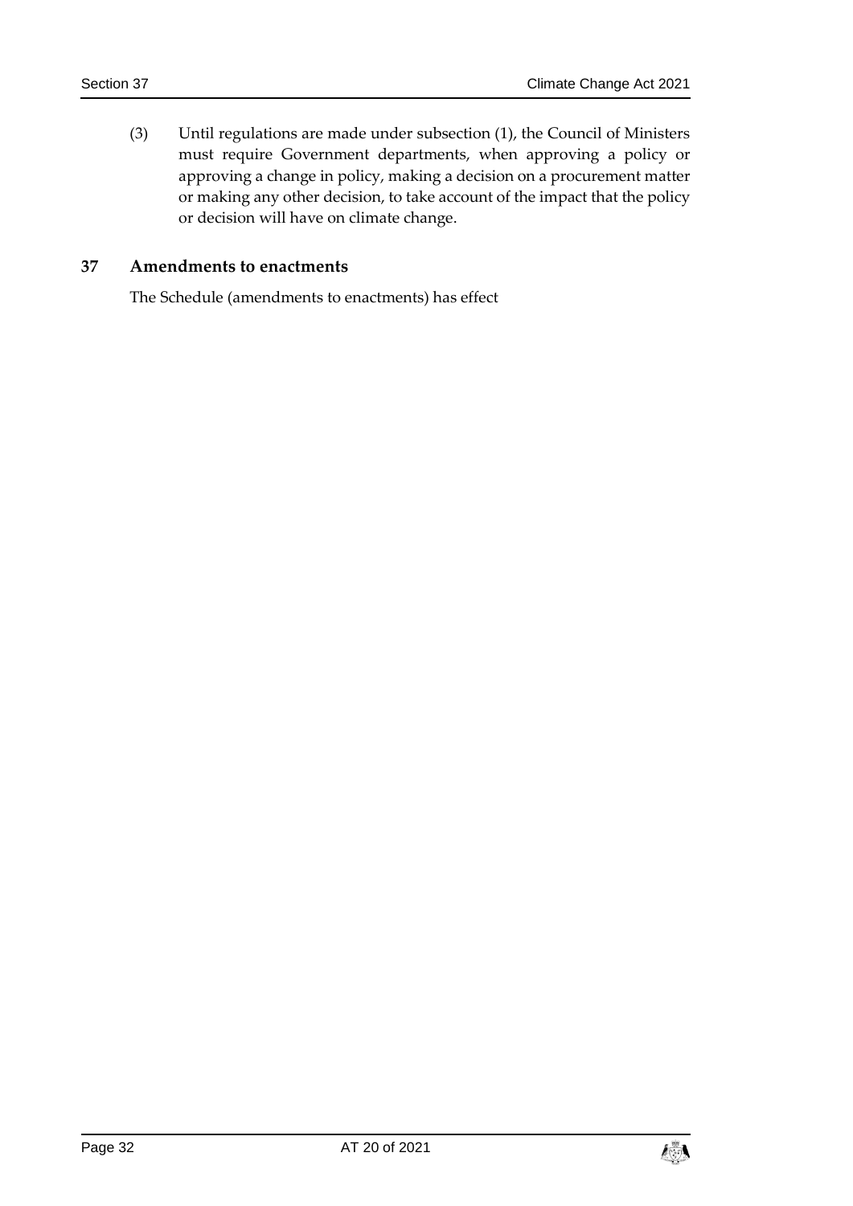(3) Until regulations are made under subsection (1), the Council of Ministers must require Government departments, when approving a policy or approving a change in policy, making a decision on a procurement matter or making any other decision, to take account of the impact that the policy or decision will have on climate change.

## 37 Amendments to enactments

The Schedule (amendments to enactments) has effect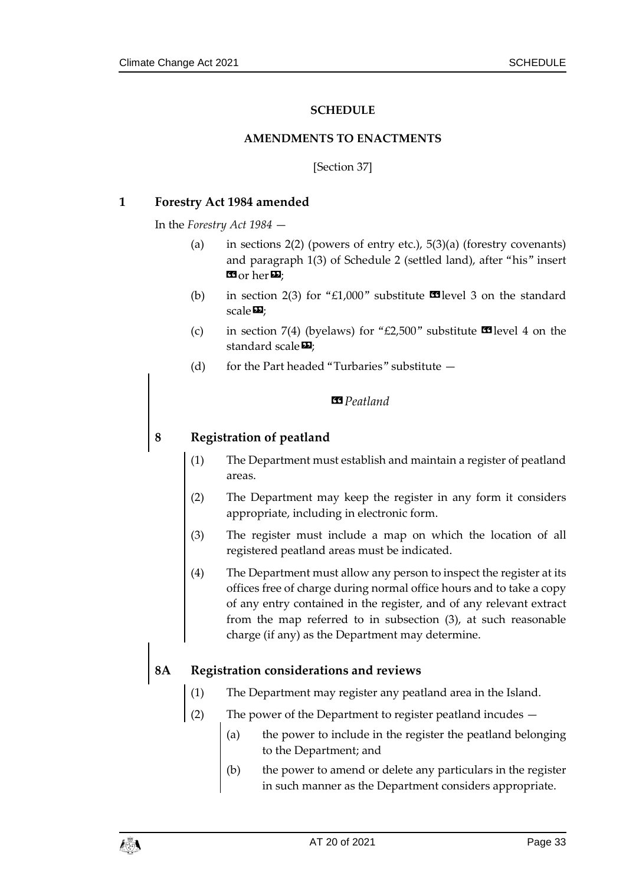## SCHEDULE

### AMENDMENTS TO ENACTMENTS

[Section 37]

### 1 Forestry Act 1984 amended

In the *Forestry Act 1984* —

(a) in sections 2(2) (powers of entry etc.), 5(3)(a) (forestry covenants) and paragraph 1(3) of Schedule 2 (settled land), after "his" insert «or her»;

(b) in section 2(3) for "£1,000" substitute «level 3 on the standard scale»;

(c) in section 7(4) (byelaws) for "£2,500" substitute «level 4 on the standard scale»;

(d) for the Part headed "Turbaries" substitute —

«*Peatland*

**8 Registration of peatland**

(1) The Department must establish and maintain a register of peatland areas.

(2) The Department may keep the register in any form it considers appropriate, including in electronic form.

(3) The register must include a map on which the location of all registered peatland areas must be indicated.

(4) The Department must allow any person to inspect the register at its offices free of charge during normal office hours and to take a copy of any entry contained in the register, and of any relevant extract from the map referred to in subsection (3), at such reasonable charge (if any) as the Department may determine.

**8A Registration considerations and reviews**

(1) The Department may register any peatland area in the Island.

(2) The power of the Department to register peatland incudes —

(a) the power to include in the register the peatland belonging to the Department; and

(b) the power to amend or delete any particulars in the register in such manner as the Department considers appropriate.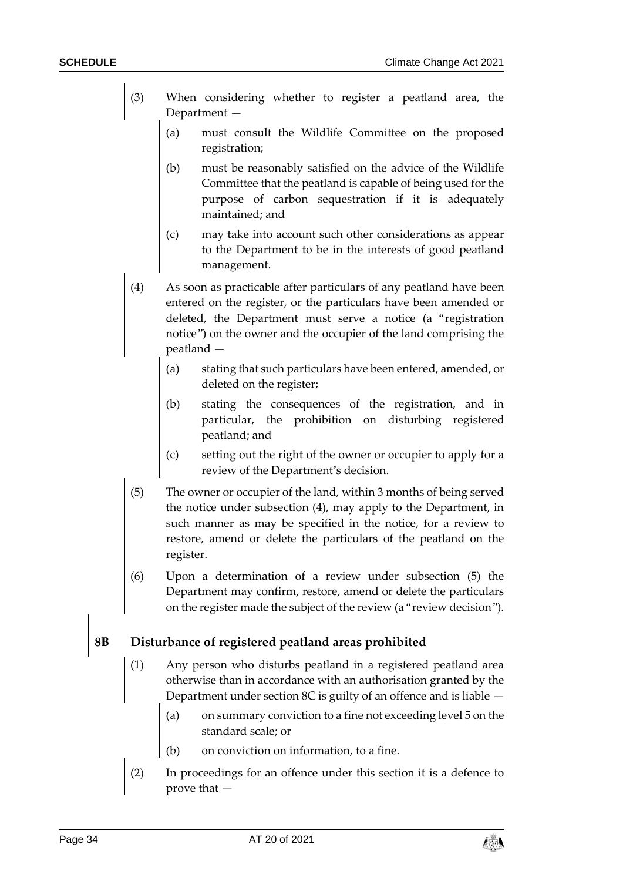(3) When considering whether to register a peatland area, the Department —

(a) must consult the Wildlife Committee on the proposed registration;

(b) must be reasonably satisfied on the advice of the Wildlife Committee that the peatland is capable of being used for the purpose of carbon sequestration if it is adequately maintained; and

(c) may take into account such other considerations as appear to the Department to be in the interests of good peatland management.

(4) As soon as practicable after particulars of any peatland have been entered on the register, or the particulars have been amended or deleted, the Department must serve a notice (a "registration notice") on the owner and the occupier of the land comprising the peatland —

(a) stating that such particulars have been entered, amended, or deleted on the register;

(b) stating the consequences of the registration, and in particular, the prohibition on disturbing registered peatland; and

(c) setting out the right of the owner or occupier to apply for a review of the Department's decision.

(5) The owner or occupier of the land, within 3 months of being served the notice under subsection (4), may apply to the Department, in such manner as may be specified in the notice, for a review to restore, amend or delete the particulars of the peatland on the register.

(6) Upon a determination of a review under subsection (5) the Department may confirm, restore, amend or delete the particulars on the register made the subject of the review (a "review decision").

**8B Disturbance of registered peatland areas prohibited**

(1) Any person who disturbs peatland in a registered peatland area otherwise than in accordance with an authorisation granted by the Department under section 8C is guilty of an offence and is liable —

(a) on summary conviction to a fine not exceeding level 5 on the standard scale; or

(b) on conviction on information, to a fine.

(2) In proceedings for an offence under this section it is a defence to prove that —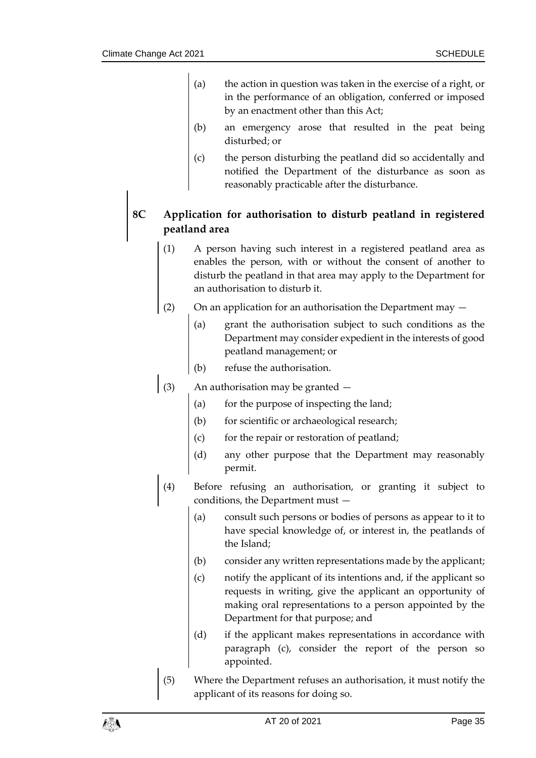(a) the action in question was taken in the exercise of a right, or in the performance of an obligation, conferred or imposed by an enactment other than this Act;

(b) an emergency arose that resulted in the peat being disturbed; or

(c) the person disturbing the peatland did so accidentally and notified the Department of the disturbance as soon as reasonably practicable after the disturbance.

### 8C Application for authorisation to disturb peatland in registered peatland area

(1) A person having such interest in a registered peatland area as enables the person, with or without the consent of another to disturb the peatland in that area may apply to the Department for an authorisation to disturb it.

(2) On an application for an authorisation the Department may —

(a) grant the authorisation subject to such conditions as the Department may consider expedient in the interests of good peatland management; or

(b) refuse the authorisation.

(3) An authorisation may be granted —

(a) for the purpose of inspecting the land;

(b) for scientific or archaeological research;

(c) for the repair or restoration of peatland;

(d) any other purpose that the Department may reasonably permit.

(4) Before refusing an authorisation, or granting it subject to conditions, the Department must —

(a) consult such persons or bodies of persons as appear to it to have special knowledge of, or interest in, the peatlands of the Island;

(b) consider any written representations made by the applicant;

(c) notify the applicant of its intentions and, if the applicant so requests in writing, give the applicant an opportunity of making oral representations to a person appointed by the Department for that purpose; and

(d) if the applicant makes representations in accordance with paragraph (c), consider the report of the person so appointed.

(5) Where the Department refuses an authorisation, it must notify the applicant of its reasons for doing so.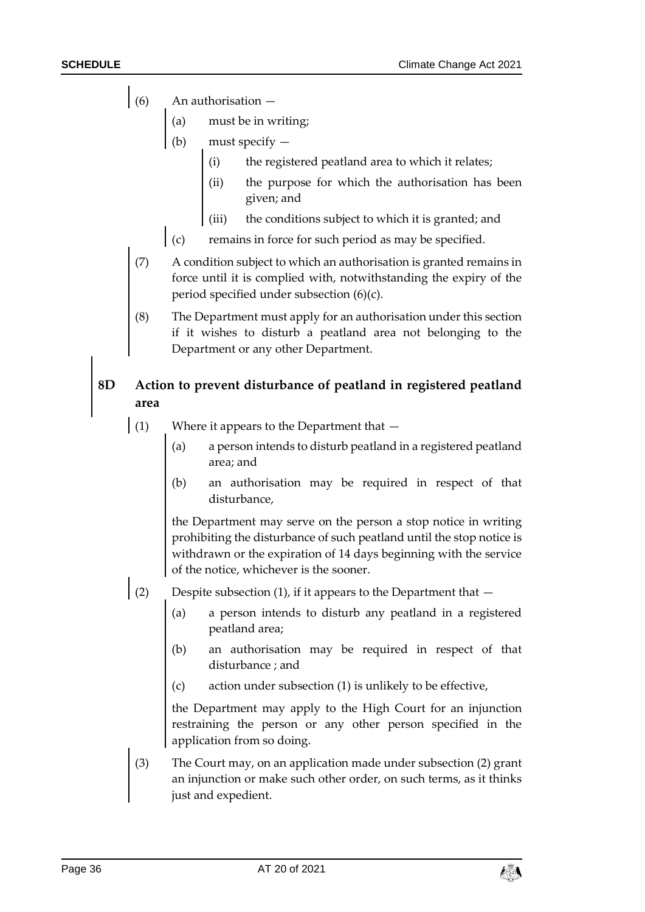(6) An authorisation —

(a) must be in writing;

(b) must specify —

(i) the registered peatland area to which it relates;

(ii) the purpose for which the authorisation has been given; and

(iii) the conditions subject to which it is granted; and

(c) remains in force for such period as may be specified.

(7) A condition subject to which an authorisation is granted remains in force until it is complied with, notwithstanding the expiry of the period specified under subsection (6)(c).

(8) The Department must apply for an authorisation under this section if it wishes to disturb a peatland area not belonging to the Department or any other Department.

## 8D Action to prevent disturbance of peatland in registered peatland area

(1) Where it appears to the Department that —

(a) a person intends to disturb peatland in a registered peatland area; and

(b) an authorisation may be required in respect of that disturbance,

the Department may serve on the person a stop notice in writing prohibiting the disturbance of such peatland until the stop notice is withdrawn or the expiration of 14 days beginning with the service of the notice, whichever is the sooner.

(2) Despite subsection (1), if it appears to the Department that —

(a) a person intends to disturb any peatland in a registered peatland area;

(b) an authorisation may be required in respect of that disturbance ; and

(c) action under subsection (1) is unlikely to be effective,

the Department may apply to the High Court for an injunction restraining the person or any other person specified in the application from so doing.

(3) The Court may, on an application made under subsection (2) grant an injunction or make such other order, on such terms, as it thinks just and expedient.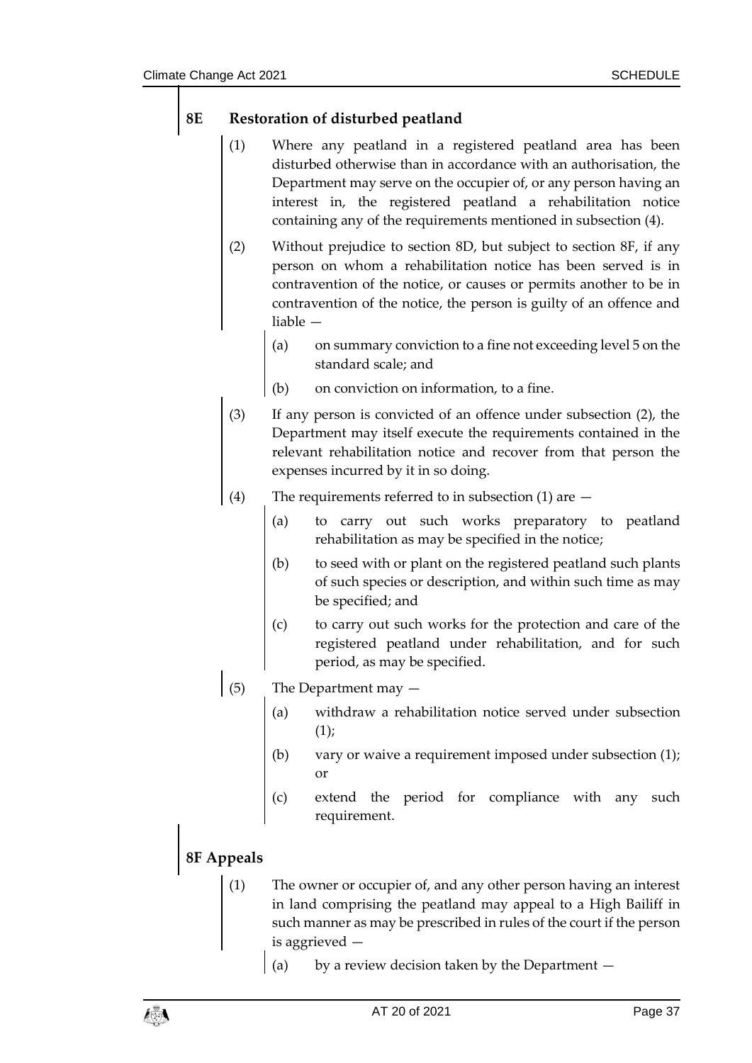## 8E Restoration of disturbed peatland

(1) Where any peatland in a registered peatland area has been disturbed otherwise than in accordance with an authorisation, the Department may serve on the occupier of, or any person having an interest in, the registered peatland a rehabilitation notice containing any of the requirements mentioned in subsection (4).

(2) Without prejudice to section 8D, but subject to section 8F, if any person on whom a rehabilitation notice has been served is in contravention of the notice, or causes or permits another to be in contravention of the notice, the person is guilty of an offence and liable —

(a) on summary conviction to a fine not exceeding level 5 on the standard scale; and

(b) on conviction on information, to a fine.

(3) If any person is convicted of an offence under subsection (2), the Department may itself execute the requirements contained in the relevant rehabilitation notice and recover from that person the expenses incurred by it in so doing.

(4) The requirements referred to in subsection (1) are —

(a) to carry out such works preparatory to peatland rehabilitation as may be specified in the notice;

(b) to seed with or plant on the registered peatland such plants of such species or description, and within such time as may be specified; and

(c) to carry out such works for the protection and care of the registered peatland under rehabilitation, and for such period, as may be specified.

(5) The Department may —

(a) withdraw a rehabilitation notice served under subsection (1);

(b) vary or waive a requirement imposed under subsection (1); or

(c) extend the period for compliance with any such requirement.

## 8F Appeals

(1) The owner or occupier of, and any other person having an interest in land comprising the peatland may appeal to a High Bailiff in such manner as may be prescribed in rules of the court if the person is aggrieved —

(a) by a review decision taken by the Department —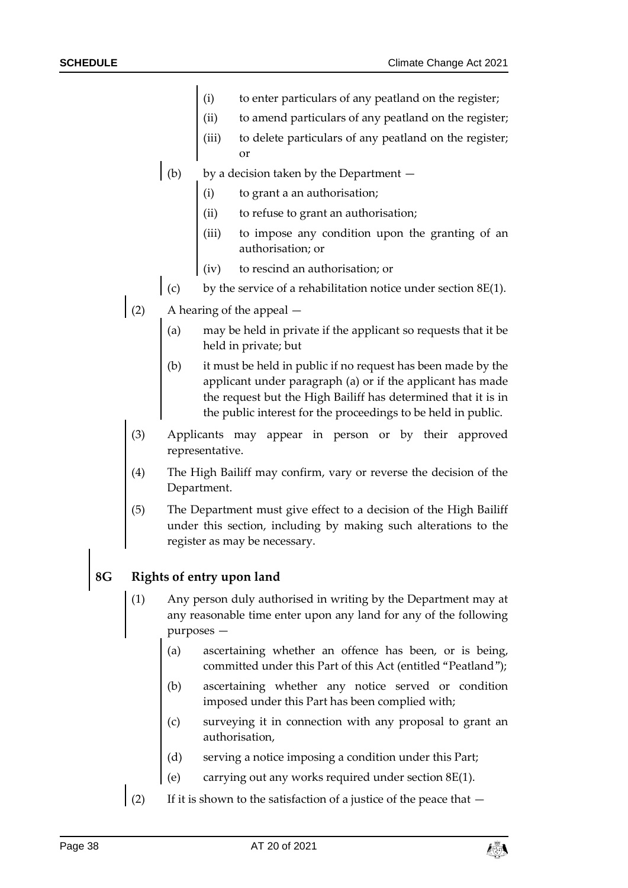(i) to enter particulars of any peatland on the register;

(ii) to amend particulars of any peatland on the register;

(iii) to delete particulars of any peatland on the register; or

(b) by a decision taken by the Department —

(i) to grant a an authorisation;

(ii) to refuse to grant an authorisation;

(iii) to impose any condition upon the granting of an authorisation; or

(iv) to rescind an authorisation; or

(c) by the service of a rehabilitation notice under section 8E(1).

(2) A hearing of the appeal —

(a) may be held in private if the applicant so requests that it be held in private; but

(b) it must be held in public if no request has been made by the applicant under paragraph (a) or if the applicant has made the request but the High Bailiff has determined that it is in the public interest for the proceedings to be held in public.

(3) Applicants may appear in person or by their approved representative.

(4) The High Bailiff may confirm, vary or reverse the decision of the Department.

(5) The Department must give effect to a decision of the High Bailiff under this section, including by making such alterations to the register as may be necessary.

## 8G Rights of entry upon land

(1) Any person duly authorised in writing by the Department may at any reasonable time enter upon any land for any of the following purposes —

(a) ascertaining whether an offence has been, or is being, committed under this Part of this Act (entitled "Peatland");

(b) ascertaining whether any notice served or condition imposed under this Part has been complied with;

(c) surveying it in connection with any proposal to grant an authorisation,

(d) serving a notice imposing a condition under this Part;

(e) carrying out any works required under section 8E(1).

(2) If it is shown to the satisfaction of a justice of the peace that —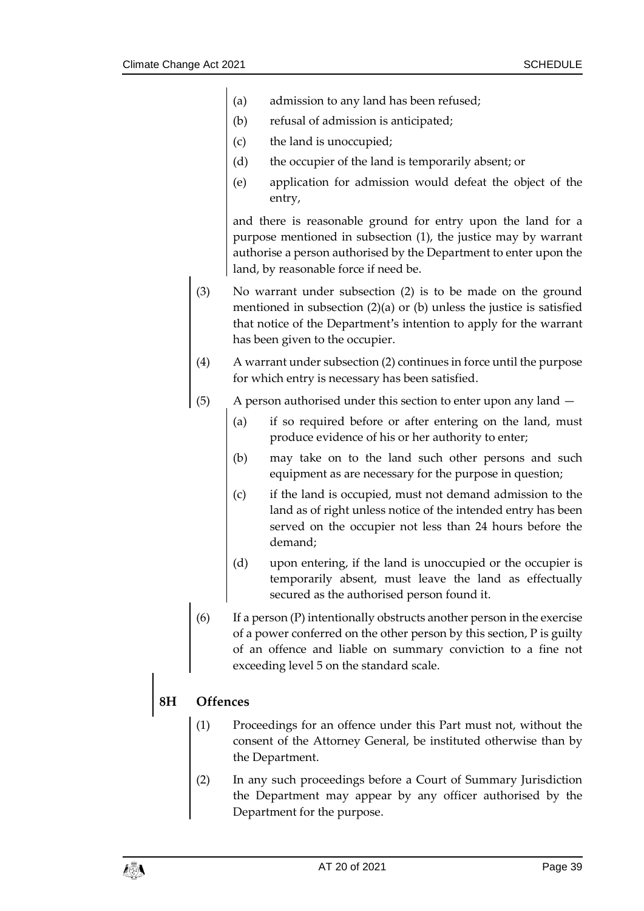(a) admission to any land has been refused;

(b) refusal of admission is anticipated;

(c) the land is unoccupied;

(d) the occupier of the land is temporarily absent; or

(e) application for admission would defeat the object of the entry,

and there is reasonable ground for entry upon the land for a purpose mentioned in subsection (1), the justice may by warrant authorise a person authorised by the Department to enter upon the land, by reasonable force if need be.

(3) No warrant under subsection (2) is to be made on the ground mentioned in subsection (2)(a) or (b) unless the justice is satisfied that notice of the Department's intention to apply for the warrant has been given to the occupier.

(4) A warrant under subsection (2) continues in force until the purpose for which entry is necessary has been satisfied.

(5) A person authorised under this section to enter upon any land —

(a) if so required before or after entering on the land, must produce evidence of his or her authority to enter;

(b) may take on to the land such other persons and such equipment as are necessary for the purpose in question;

(c) if the land is occupied, must not demand admission to the land as of right unless notice of the intended entry has been served on the occupier not less than 24 hours before the demand;

(d) upon entering, if the land is unoccupied or the occupier is temporarily absent, must leave the land as effectually secured as the authorised person found it.

(6) If a person (P) intentionally obstructs another person in the exercise of a power conferred on the other person by this section, P is guilty of an offence and liable on summary conviction to a fine not exceeding level 5 on the standard scale.

## 8H Offences

(1) Proceedings for an offence under this Part must not, without the consent of the Attorney General, be instituted otherwise than by the Department.

(2) In any such proceedings before a Court of Summary Jurisdiction the Department may appear by any officer authorised by the Department for the purpose.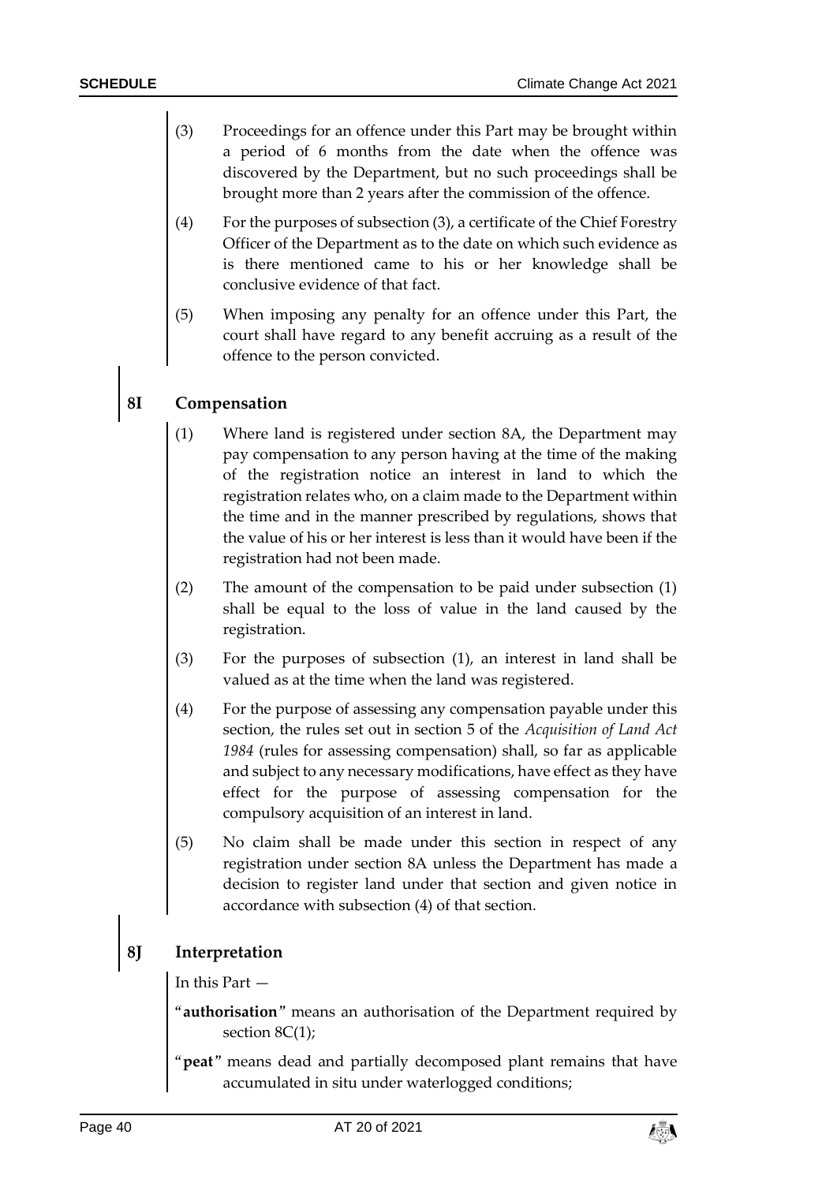(3) Proceedings for an offence under this Part may be brought within a period of 6 months from the date when the offence was discovered by the Department, but no such proceedings shall be brought more than 2 years after the commission of the offence.

(4) For the purposes of subsection (3), a certificate of the Chief Forestry Officer of the Department as to the date on which such evidence as is there mentioned came to his or her knowledge shall be conclusive evidence of that fact.

(5) When imposing any penalty for an offence under this Part, the court shall have regard to any benefit accruing as a result of the offence to the person convicted.

## 8I Compensation

(1) Where land is registered under section 8A, the Department may pay compensation to any person having at the time of the making of the registration notice an interest in land to which the registration relates who, on a claim made to the Department within the time and in the manner prescribed by regulations, shows that the value of his or her interest is less than it would have been if the registration had not been made.

(2) The amount of the compensation to be paid under subsection (1) shall be equal to the loss of value in the land caused by the registration.

(3) For the purposes of subsection (1), an interest in land shall be valued as at the time when the land was registered.

(4) For the purpose of assessing any compensation payable under this section, the rules set out in section 5 of the *Acquisition of Land Act 1984* (rules for assessing compensation) shall, so far as applicable and subject to any necessary modifications, have effect as they have effect for the purpose of assessing compensation for the compulsory acquisition of an interest in land.

(5) No claim shall be made under this section in respect of any registration under section 8A unless the Department has made a decision to register land under that section and given notice in accordance with subsection (4) of that section.

## 8J Interpretation

In this Part —

"**authorisation**" means an authorisation of the Department required by section 8C(1);

"**peat**" means dead and partially decomposed plant remains that have accumulated in situ under waterlogged conditions;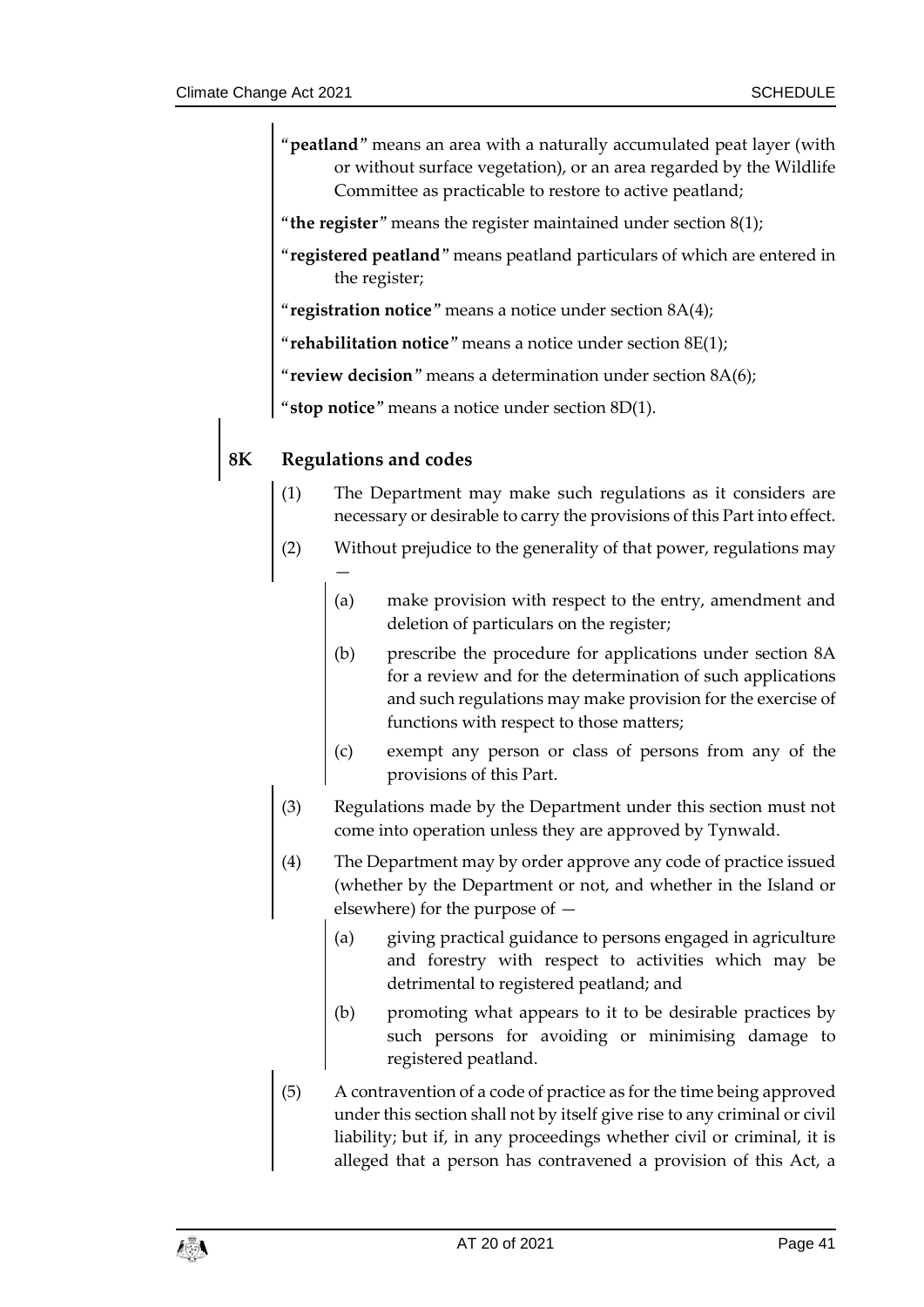"**peatland**" means an area with a naturally accumulated peat layer (with or without surface vegetation), or an area regarded by the Wildlife Committee as practicable to restore to active peatland;

"**the register**" means the register maintained under section 8(1);

"**registered peatland**" means peatland particulars of which are entered in the register;

"**registration notice**" means a notice under section 8A(4);

"**rehabilitation notice**" means a notice under section 8E(1);

"**review decision**" means a determination under section 8A(6);

"**stop notice**" means a notice under section 8D(1).

## 8K Regulations and codes

(1) The Department may make such regulations as it considers are necessary or desirable to carry the provisions of this Part into effect.

(2) Without prejudice to the generality of that power, regulations may —

(a) make provision with respect to the entry, amendment and deletion of particulars on the register;

(b) prescribe the procedure for applications under section 8A for a review and for the determination of such applications and such regulations may make provision for the exercise of functions with respect to those matters;

(c) exempt any person or class of persons from any of the provisions of this Part.

(3) Regulations made by the Department under this section must not come into operation unless they are approved by Tynwald.

(4) The Department may by order approve any code of practice issued (whether by the Department or not, and whether in the Island or elsewhere) for the purpose of —

(a) giving practical guidance to persons engaged in agriculture and forestry with respect to activities which may be detrimental to registered peatland; and

(b) promoting what appears to it to be desirable practices by such persons for avoiding or minimising damage to registered peatland.

(5) A contravention of a code of practice as for the time being approved under this section shall not by itself give rise to any criminal or civil liability; but if, in any proceedings whether civil or criminal, it is alleged that a person has contravened a provision of this Act, a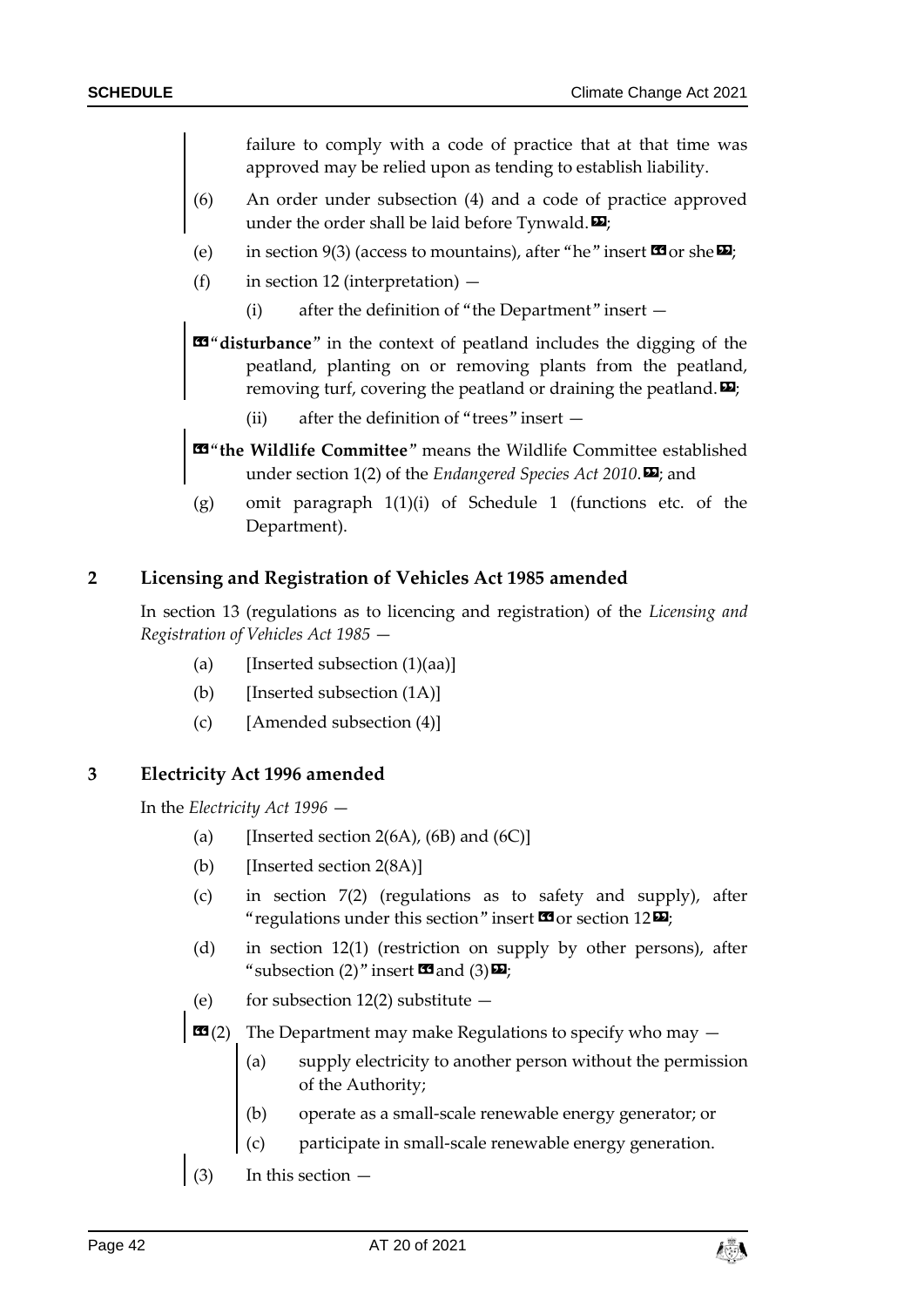failure to comply with a code of practice that at that time was approved may be relied upon as tending to establish liability.

(6) An order under subsection (4) and a code of practice approved under the order shall be laid before Tynwald.»;

(e) in section 9(3) (access to mountains), after "he" insert «or she»;

(f) in section 12 (interpretation) —

(i) after the definition of "the Department" insert —

«"**disturbance**" in the context of peatland includes the digging of the peatland, planting on or removing plants from the peatland, removing turf, covering the peatland or draining the peatland.»;

(ii) after the definition of "trees" insert —

«"**the Wildlife Committee**" means the Wildlife Committee established under section 1(2) of the *Endangered Species Act 2010*.»; and

(g) omit paragraph 1(1)(i) of Schedule 1 (functions etc. of the Department).

## 2 Licensing and Registration of Vehicles Act 1985 amended

In section 13 (regulations as to licencing and registration) of the *Licensing and Registration of Vehicles Act 1985* —

(a) [Inserted subsection (1)(aa)]

(b) [Inserted subsection (1A)]

(c) [Amended subsection (4)]

## 3 Electricity Act 1996 amended

In the *Electricity Act 1996* —

(a) [Inserted section 2(6A), (6B) and (6C)]

(b) [Inserted section 2(8A)]

(c) in section 7(2) (regulations as to safety and supply), after "regulations under this section" insert «or section 12»;

(d) in section 12(1) (restriction on supply by other persons), after "subsection (2)" insert «and (3)»;

(e) for subsection 12(2) substitute —

«(2) The Department may make Regulations to specify who may —

(a) supply electricity to another person without the permission of the Authority;

(b) operate as a small-scale renewable energy generator; or

(c) participate in small-scale renewable energy generation.

(3) In this section —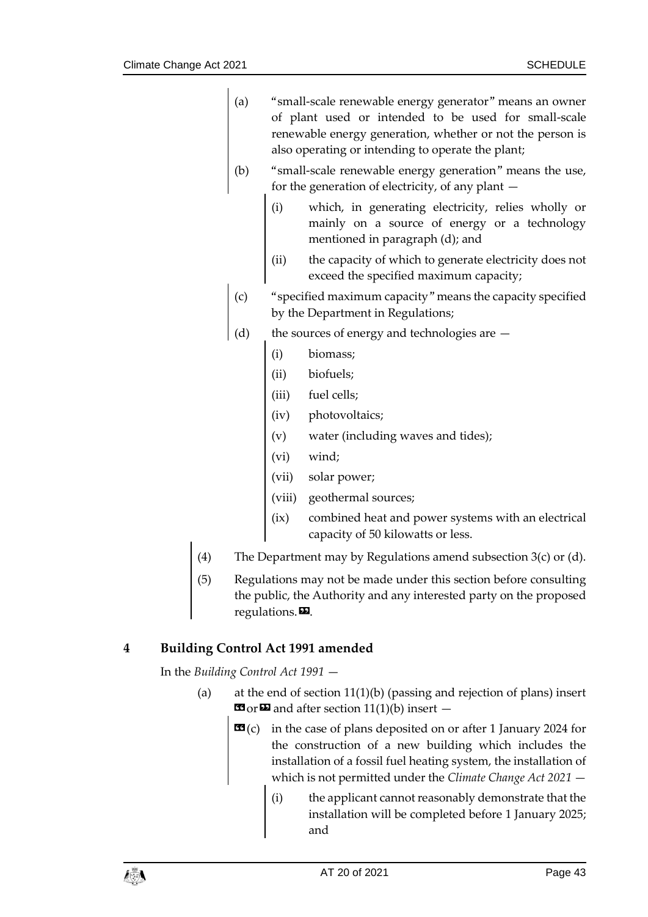(a) "small-scale renewable energy generator" means an owner of plant used or intended to be used for small-scale renewable energy generation, whether or not the person is also operating or intending to operate the plant;

(b) "small-scale renewable energy generation" means the use, for the generation of electricity, of any plant —

(i) which, in generating electricity, relies wholly or mainly on a source of energy or a technology mentioned in paragraph (d); and

(ii) the capacity of which to generate electricity does not exceed the specified maximum capacity;

(c) "specified maximum capacity" means the capacity specified by the Department in Regulations;

(d) the sources of energy and technologies are —

(i) biomass;

(ii) biofuels;

(iii) fuel cells;

(iv) photovoltaics;

(v) water (including waves and tides);

(vi) wind;

(vii) solar power;

(viii) geothermal sources;

(ix) combined heat and power systems with an electrical capacity of 50 kilowatts or less.

(4) The Department may by Regulations amend subsection 3(c) or (d).

(5) Regulations may not be made under this section before consulting the public, the Authority and any interested party on the proposed regulations.».

## 4 Building Control Act 1991 amended

In the *Building Control Act 1991* —

(a) at the end of section 11(1)(b) (passing and rejection of plans) insert «or» and after section 11(1)(b) insert —

«(c) in the case of plans deposited on or after 1 January 2024 for the construction of a new building which includes the installation of a fossil fuel heating system, the installation of which is not permitted under the *Climate Change Act 2021* —

(i) the applicant cannot reasonably demonstrate that the installation will be completed before 1 January 2025; and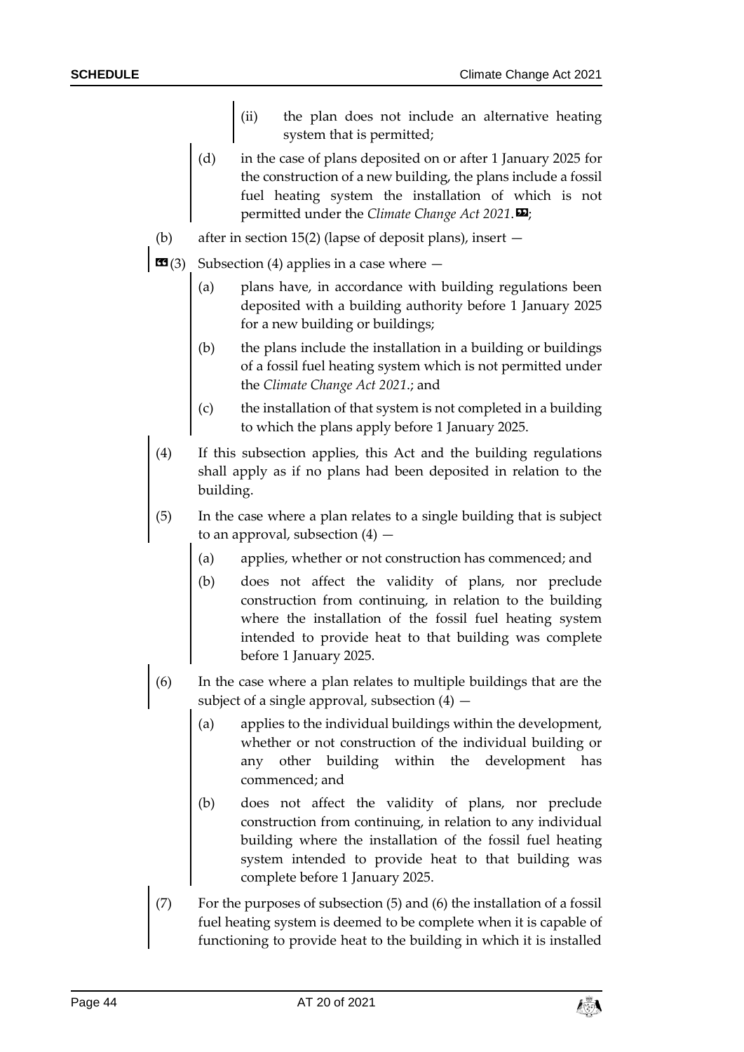(ii) the plan does not include an alternative heating system that is permitted;

(d) in the case of plans deposited on or after 1 January 2025 for the construction of a new building, the plans include a fossil fuel heating system the installation of which is not permitted under the *Climate Change Act 2021*.»;

(b) after in section 15(2) (lapse of deposit plans), insert —

«(3) Subsection (4) applies in a case where —

(a) plans have, in accordance with building regulations been deposited with a building authority before 1 January 2025 for a new building or buildings;

(b) the plans include the installation in a building or buildings of a fossil fuel heating system which is not permitted under the *Climate Change Act 2021*.; and

(c) the installation of that system is not completed in a building to which the plans apply before 1 January 2025.

(4) If this subsection applies, this Act and the building regulations shall apply as if no plans had been deposited in relation to the building.

(5) In the case where a plan relates to a single building that is subject to an approval, subsection (4) —

(a) applies, whether or not construction has commenced; and

(b) does not affect the validity of plans, nor preclude construction from continuing, in relation to the building where the installation of the fossil fuel heating system intended to provide heat to that building was complete before 1 January 2025.

(6) In the case where a plan relates to multiple buildings that are the subject of a single approval, subsection (4) —

(a) applies to the individual buildings within the development, whether or not construction of the individual building or any other building within the development has commenced; and

(b) does not affect the validity of plans, nor preclude construction from continuing, in relation to any individual building where the installation of the fossil fuel heating system intended to provide heat to that building was complete before 1 January 2025.

(7) For the purposes of subsection (5) and (6) the installation of a fossil fuel heating system is deemed to be complete when it is capable of functioning to provide heat to the building in which it is installed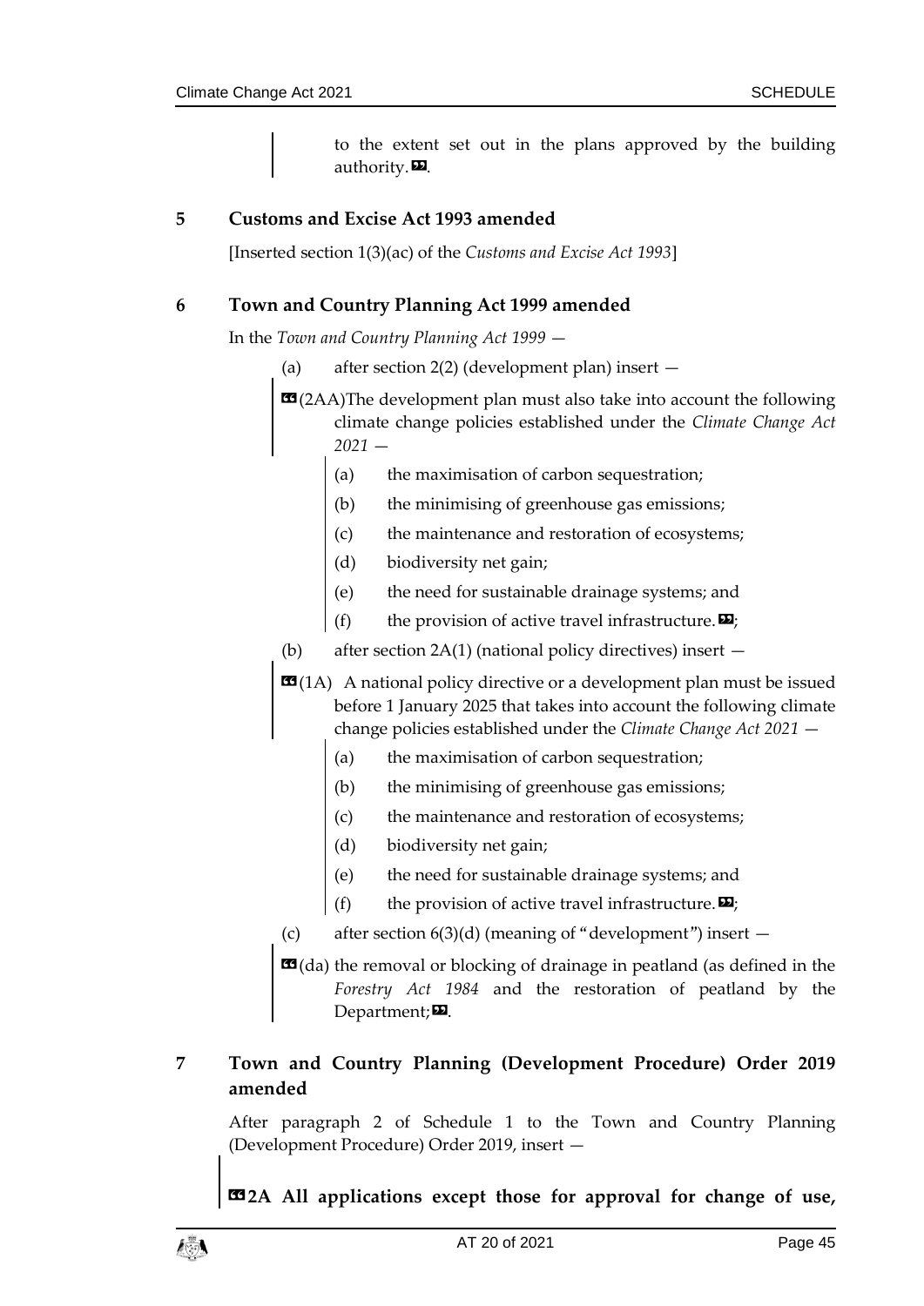to the extent set out in the plans approved by the building authority.».

## 5 Customs and Excise Act 1993 amended

[Inserted section 1(3)(ac) of the *Customs and Excise Act 1993*]

## 6 Town and Country Planning Act 1999 amended

In the *Town and Country Planning Act 1999* —

(a) after section 2(2) (development plan) insert —

«(2AA)The development plan must also take into account the following climate change policies established under the *Climate Change Act 2021* —

(a) the maximisation of carbon sequestration;

(b) the minimising of greenhouse gas emissions;

(c) the maintenance and restoration of ecosystems;

(d) biodiversity net gain;

(e) the need for sustainable drainage systems; and

(f) the provision of active travel infrastructure.»;

(b) after section 2A(1) (national policy directives) insert —

«(1A) A national policy directive or a development plan must be issued before 1 January 2025 that takes into account the following climate change policies established under the *Climate Change Act 2021* —

(a) the maximisation of carbon sequestration;

(b) the minimising of greenhouse gas emissions;

(c) the maintenance and restoration of ecosystems;

(d) biodiversity net gain;

(e) the need for sustainable drainage systems; and

(f) the provision of active travel infrastructure.»;

(c) after section 6(3)(d) (meaning of "development") insert —

«(da) the removal or blocking of drainage in peatland (as defined in the *Forestry Act 1984* and the restoration of peatland by the Department;».

## 7 Town and Country Planning (Development Procedure) Order 2019 amended

After paragraph 2 of Schedule 1 to the Town and Country Planning (Development Procedure) Order 2019, insert —

**«2A All applications except those for approval for change of use,**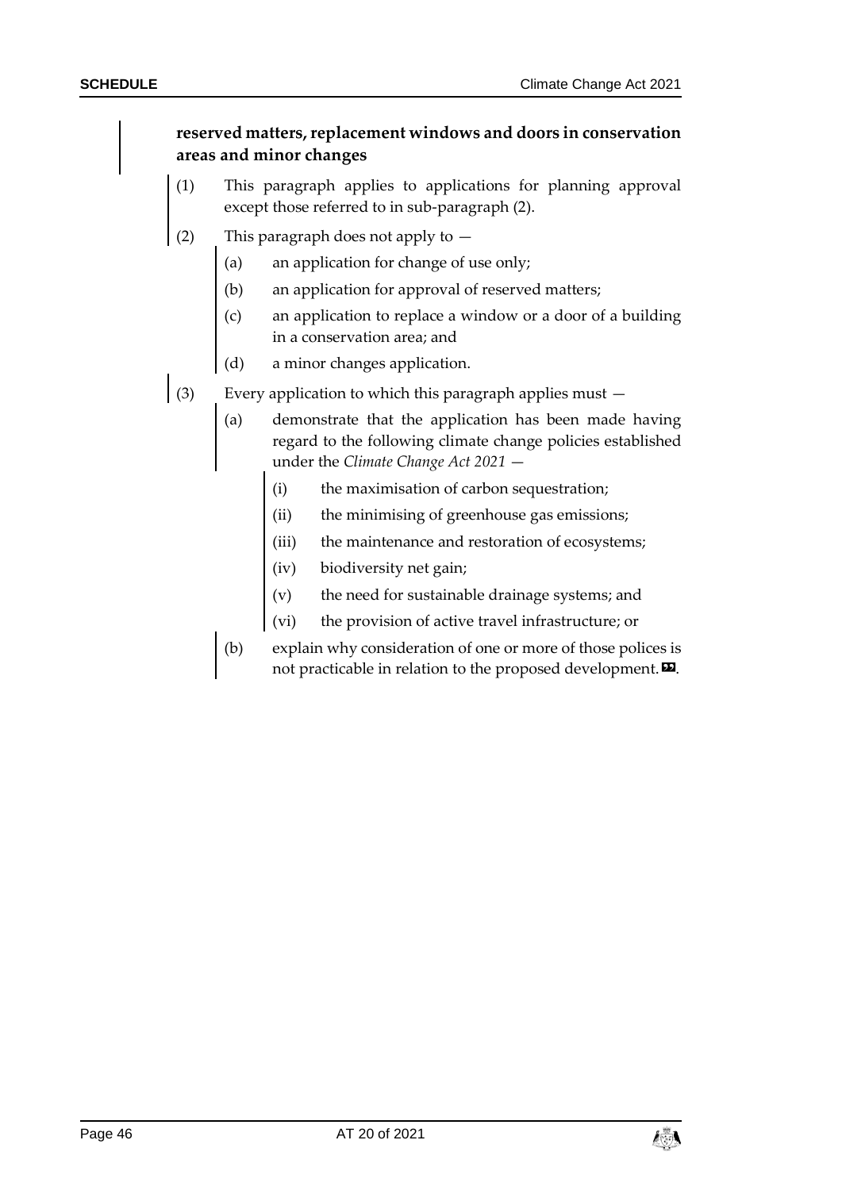**reserved matters, replacement windows and doors in conservation areas and minor changes**

(1) This paragraph applies to applications for planning approval except those referred to in sub-paragraph (2).

(2) This paragraph does not apply to —

(a) an application for change of use only;

(b) an application for approval of reserved matters;

(c) an application to replace a window or a door of a building in a conservation area; and

(d) a minor changes application.

(3) Every application to which this paragraph applies must —

(a) demonstrate that the application has been made having regard to the following climate change policies established under the *Climate Change Act 2021* —

(i) the maximisation of carbon sequestration;

(ii) the minimising of greenhouse gas emissions;

(iii) the maintenance and restoration of ecosystems;

(iv) biodiversity net gain;

(v) the need for sustainable drainage systems; and

(vi) the provision of active travel infrastructure; or

(b) explain why consideration of one or more of those polices is not practicable in relation to the proposed development. ».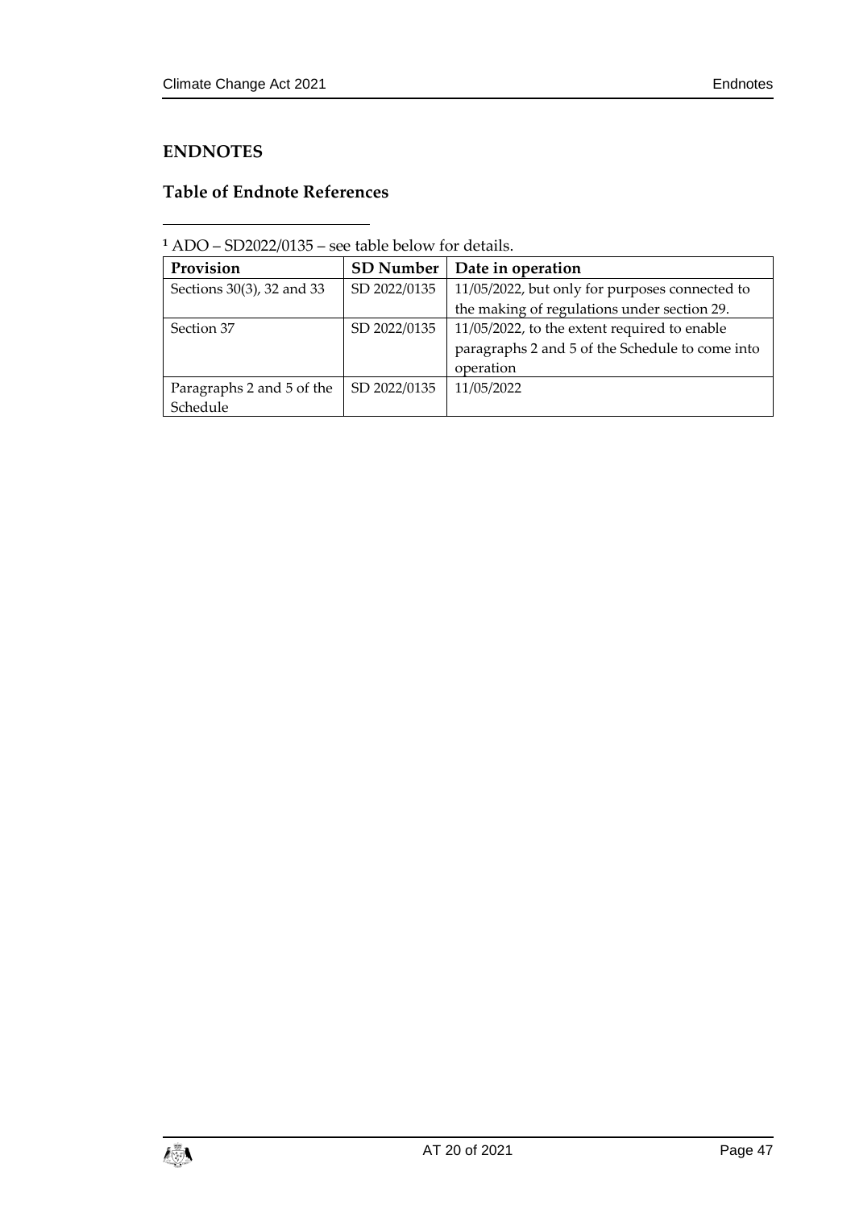## ENDNOTES

### Table of Endnote References

[1] ADO – SD2022/0135 – see table below for details.

| Provision | SD Number | Date in operation |
|---|---|---|
| Sections 30(3), 32 and 33 | SD 2022/0135 | 11/05/2022, but only for purposes connected to the making of regulations under section 29. |
| Section 37 | SD 2022/0135 | 11/05/2022, to the extent required to enable paragraphs 2 and 5 of the Schedule to come into operation |
| Paragraphs 2 and 5 of the Schedule | SD 2022/0135 | 11/05/2022 |